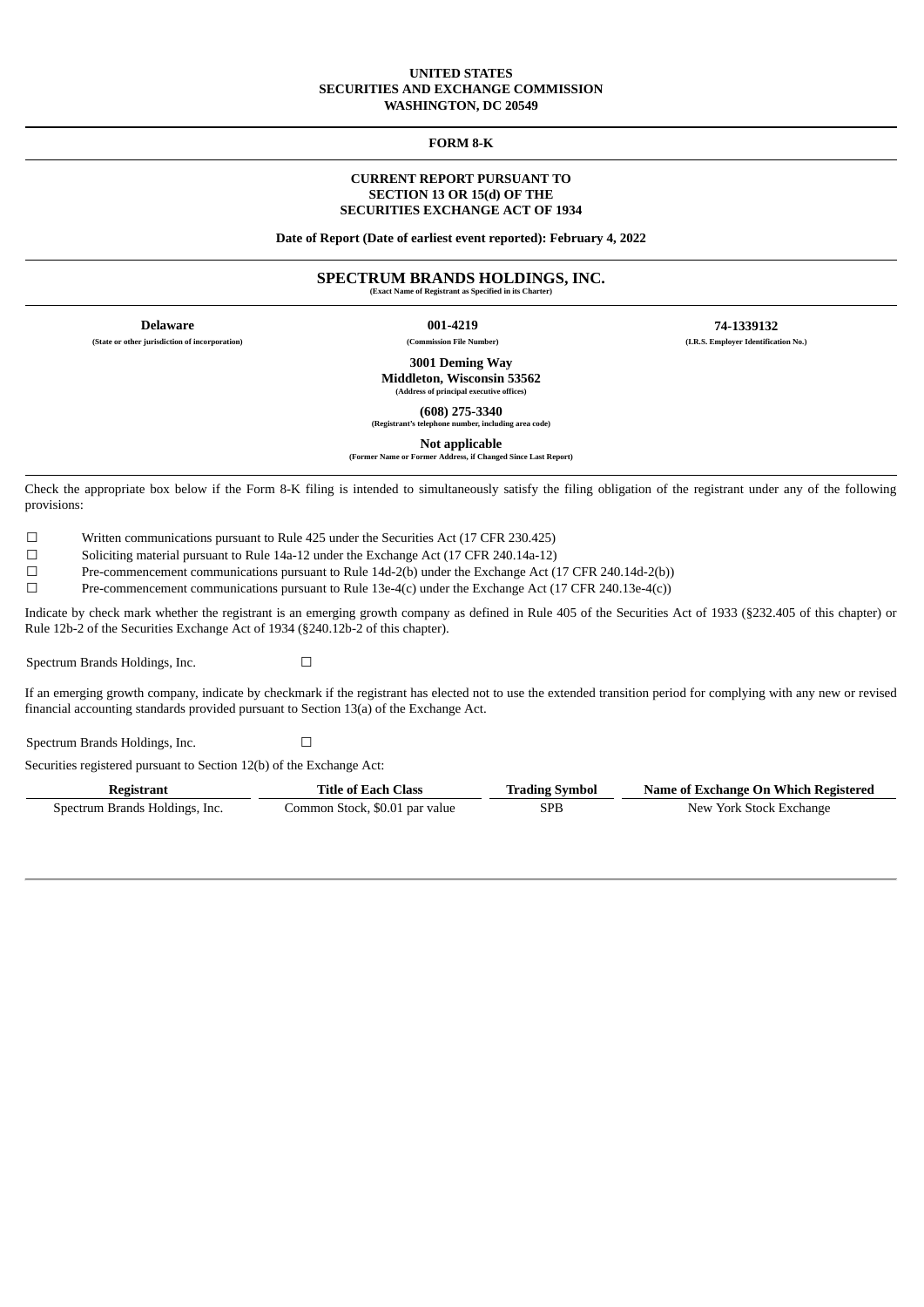**UNITED STATES**
**SECURITIES AND EXCHANGE COMMISSION**
**WASHINGTON, DC 20549**

---

**FORM 8-K**

---

**CURRENT REPORT PURSUANT TO**
**SECTION 13 OR 15(d) OF THE**
**SECURITIES EXCHANGE ACT OF 1934**

**Date of Report (Date of earliest event reported): February 4, 2022**

---

**SPECTRUM BRANDS HOLDINGS, INC.**
(Exact Name of Registrant as Specified in its Charter)

---

| **Delaware** | **001-4219** | **74-1339132** |
|---|---|---|
| (State or other jurisdiction of incorporation) | (Commission File Number) | (I.R.S. Employer Identification No.) |

**3001 Deming Way**
**Middleton, Wisconsin 53562**
(Address of principal executive offices)

**(608) 275-3340**
(Registrant's telephone number, including area code)

**Not applicable**
(Former Name or Former Address, if Changed Since Last Report)

---

Check the appropriate box below if the Form 8-K filing is intended to simultaneously satisfy the filing obligation of the registrant under any of the following provisions:

☐ Written communications pursuant to Rule 425 under the Securities Act (17 CFR 230.425)
☐ Soliciting material pursuant to Rule 14a-12 under the Exchange Act (17 CFR 240.14a-12)
☐ Pre-commencement communications pursuant to Rule 14d-2(b) under the Exchange Act (17 CFR 240.14d-2(b))
☐ Pre-commencement communications pursuant to Rule 13e-4(c) under the Exchange Act (17 CFR 240.13e-4(c))

Indicate by check mark whether the registrant is an emerging growth company as defined in Rule 405 of the Securities Act of 1933 (§232.405 of this chapter) or Rule 12b-2 of the Securities Exchange Act of 1934 (§240.12b-2 of this chapter).

Spectrum Brands Holdings, Inc. ☐

If an emerging growth company, indicate by checkmark if the registrant has elected not to use the extended transition period for complying with any new or revised financial accounting standards provided pursuant to Section 13(a) of the Exchange Act.

Spectrum Brands Holdings, Inc. ☐

Securities registered pursuant to Section 12(b) of the Exchange Act:

| Registrant | Title of Each Class | Trading Symbol | Name of Exchange On Which Registered |
|---|---|---|---|
| Spectrum Brands Holdings, Inc. | Common Stock, $0.01 par value | SPB | New York Stock Exchange |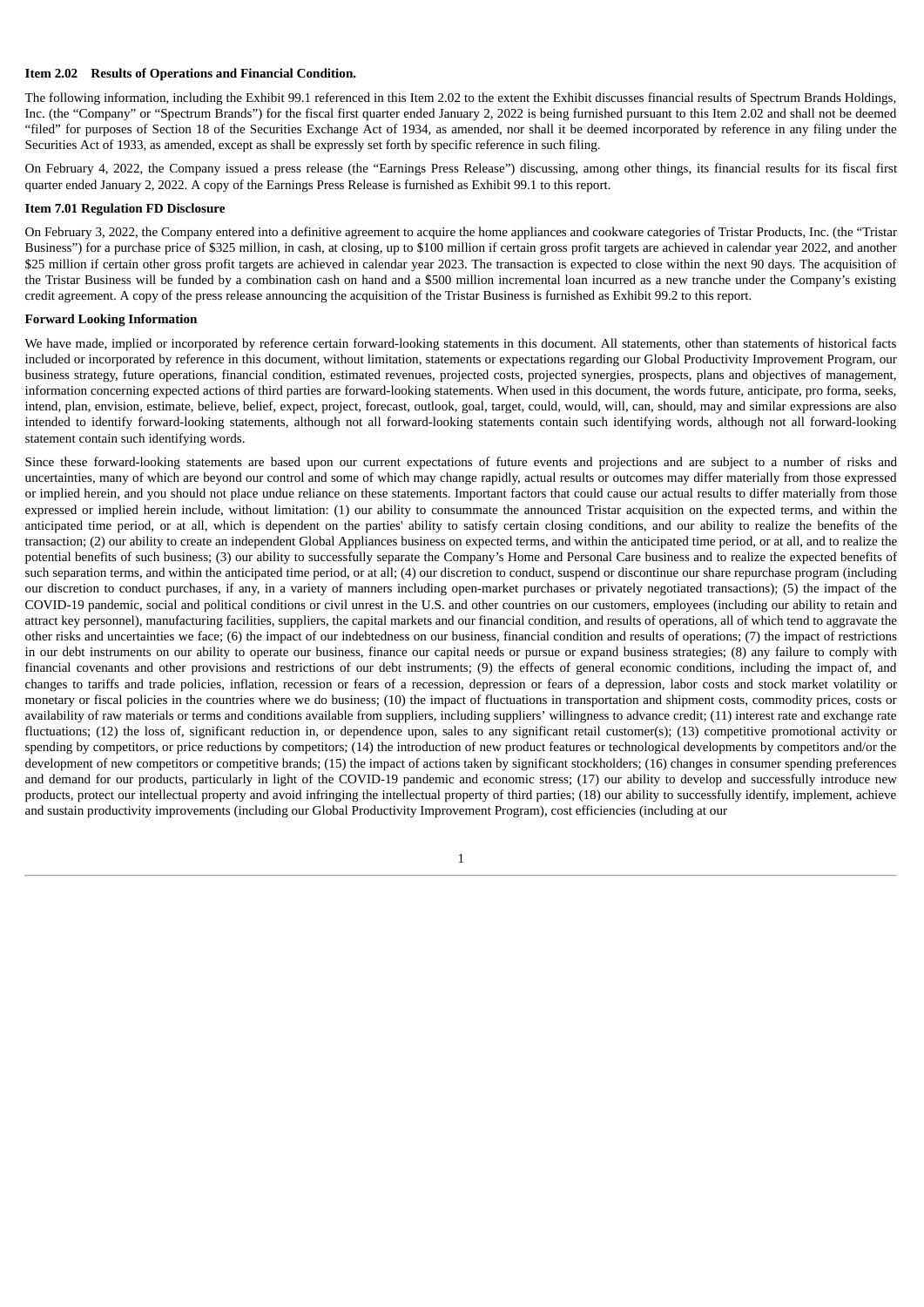**Item 2.02 Results of Operations and Financial Condition.**

The following information, including the Exhibit 99.1 referenced in this Item 2.02 to the extent the Exhibit discusses financial results of Spectrum Brands Holdings, Inc. (the "Company" or "Spectrum Brands") for the fiscal first quarter ended January 2, 2022 is being furnished pursuant to this Item 2.02 and shall not be deemed "filed" for purposes of Section 18 of the Securities Exchange Act of 1934, as amended, nor shall it be deemed incorporated by reference in any filing under the Securities Act of 1933, as amended, except as shall be expressly set forth by specific reference in such filing.

On February 4, 2022, the Company issued a press release (the "Earnings Press Release") discussing, among other things, its financial results for its fiscal first quarter ended January 2, 2022. A copy of the Earnings Press Release is furnished as Exhibit 99.1 to this report.

**Item 7.01 Regulation FD Disclosure**

On February 3, 2022, the Company entered into a definitive agreement to acquire the home appliances and cookware categories of Tristar Products, Inc. (the "Tristar Business") for a purchase price of $325 million, in cash, at closing, up to $100 million if certain gross profit targets are achieved in calendar year 2022, and another $25 million if certain other gross profit targets are achieved in calendar year 2023. The transaction is expected to close within the next 90 days. The acquisition of the Tristar Business will be funded by a combination cash on hand and a $500 million incremental loan incurred as a new tranche under the Company's existing credit agreement. A copy of the press release announcing the acquisition of the Tristar Business is furnished as Exhibit 99.2 to this report.

**Forward Looking Information**

We have made, implied or incorporated by reference certain forward-looking statements in this document. All statements, other than statements of historical facts included or incorporated by reference in this document, without limitation, statements or expectations regarding our Global Productivity Improvement Program, our business strategy, future operations, financial condition, estimated revenues, projected costs, projected synergies, prospects, plans and objectives of management, information concerning expected actions of third parties are forward-looking statements. When used in this document, the words future, anticipate, pro forma, seeks, intend, plan, envision, estimate, believe, belief, expect, project, forecast, outlook, goal, target, could, would, will, can, should, may and similar expressions are also intended to identify forward-looking statements, although not all forward-looking statements contain such identifying words, although not all forward-looking statement contain such identifying words.

Since these forward-looking statements are based upon our current expectations of future events and projections and are subject to a number of risks and uncertainties, many of which are beyond our control and some of which may change rapidly, actual results or outcomes may differ materially from those expressed or implied herein, and you should not place undue reliance on these statements. Important factors that could cause our actual results to differ materially from those expressed or implied herein include, without limitation: (1) our ability to consummate the announced Tristar acquisition on the expected terms, and within the anticipated time period, or at all, which is dependent on the parties' ability to satisfy certain closing conditions, and our ability to realize the benefits of the transaction; (2) our ability to create an independent Global Appliances business on expected terms, and within the anticipated time period, or at all, and to realize the potential benefits of such business; (3) our ability to successfully separate the Company's Home and Personal Care business and to realize the expected benefits of such separation terms, and within the anticipated time period, or at all; (4) our discretion to conduct, suspend or discontinue our share repurchase program (including our discretion to conduct purchases, if any, in a variety of manners including open-market purchases or privately negotiated transactions); (5) the impact of the COVID-19 pandemic, social and political conditions or civil unrest in the U.S. and other countries on our customers, employees (including our ability to retain and attract key personnel), manufacturing facilities, suppliers, the capital markets and our financial condition, and results of operations, all of which tend to aggravate the other risks and uncertainties we face; (6) the impact of our indebtedness on our business, financial condition and results of operations; (7) the impact of restrictions in our debt instruments on our ability to operate our business, finance our capital needs or pursue or expand business strategies; (8) any failure to comply with financial covenants and other provisions and restrictions of our debt instruments; (9) the effects of general economic conditions, including the impact of, and changes to tariffs and trade policies, inflation, recession or fears of a recession, depression or fears of a depression, labor costs and stock market volatility or monetary or fiscal policies in the countries where we do business; (10) the impact of fluctuations in transportation and shipment costs, commodity prices, costs or availability of raw materials or terms and conditions available from suppliers, including suppliers' willingness to advance credit; (11) interest rate and exchange rate fluctuations; (12) the loss of, significant reduction in, or dependence upon, sales to any significant retail customer(s); (13) competitive promotional activity or spending by competitors, or price reductions by competitors; (14) the introduction of new product features or technological developments by competitors and/or the development of new competitors or competitive brands; (15) the impact of actions taken by significant stockholders; (16) changes in consumer spending preferences and demand for our products, particularly in light of the COVID-19 pandemic and economic stress; (17) our ability to develop and successfully introduce new products, protect our intellectual property and avoid infringing the intellectual property of third parties; (18) our ability to successfully identify, implement, achieve and sustain productivity improvements (including our Global Productivity Improvement Program), cost efficiencies (including at our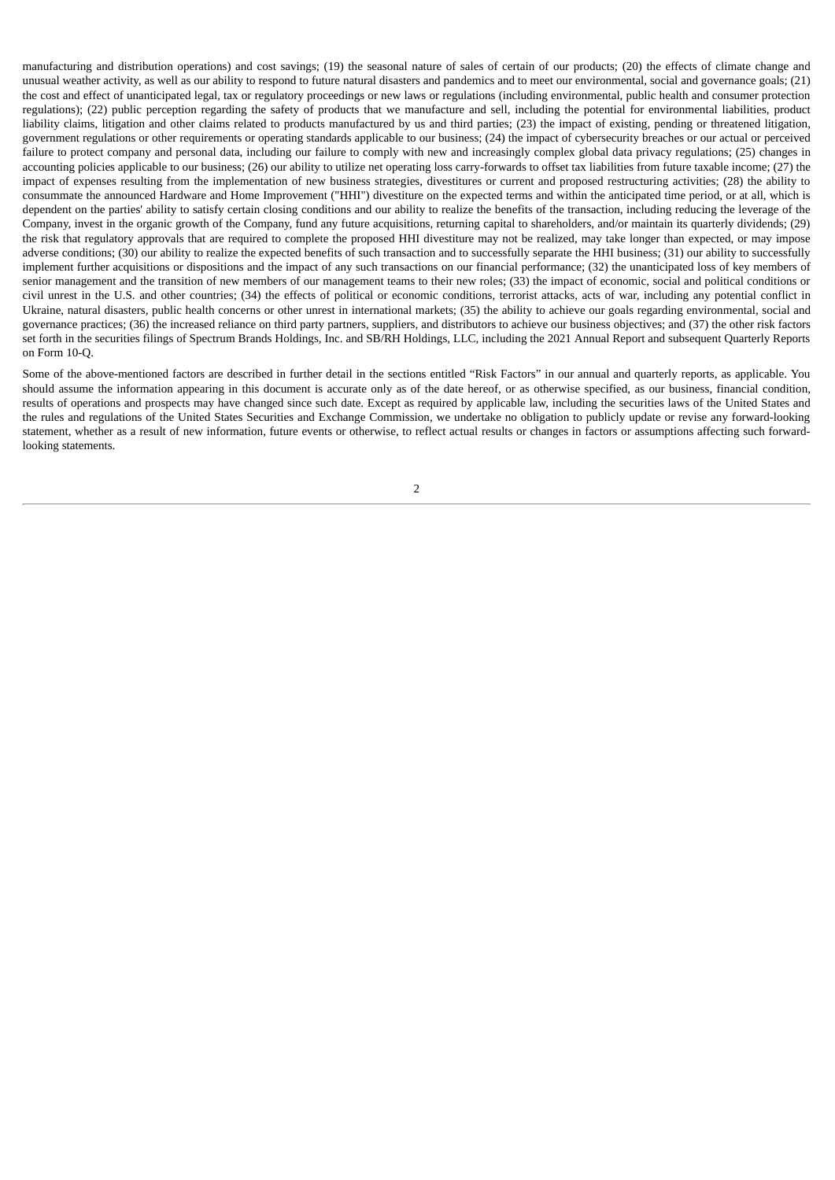manufacturing and distribution operations) and cost savings; (19) the seasonal nature of sales of certain of our products; (20) the effects of climate change and unusual weather activity, as well as our ability to respond to future natural disasters and pandemics and to meet our environmental, social and governance goals; (21) the cost and effect of unanticipated legal, tax or regulatory proceedings or new laws or regulations (including environmental, public health and consumer protection regulations); (22) public perception regarding the safety of products that we manufacture and sell, including the potential for environmental liabilities, product liability claims, litigation and other claims related to products manufactured by us and third parties; (23) the impact of existing, pending or threatened litigation, government regulations or other requirements or operating standards applicable to our business; (24) the impact of cybersecurity breaches or our actual or perceived failure to protect company and personal data, including our failure to comply with new and increasingly complex global data privacy regulations; (25) changes in accounting policies applicable to our business; (26) our ability to utilize net operating loss carry-forwards to offset tax liabilities from future taxable income; (27) the impact of expenses resulting from the implementation of new business strategies, divestitures or current and proposed restructuring activities; (28) the ability to consummate the announced Hardware and Home Improvement ("HHI") divestiture on the expected terms and within the anticipated time period, or at all, which is dependent on the parties' ability to satisfy certain closing conditions and our ability to realize the benefits of the transaction, including reducing the leverage of the Company, invest in the organic growth of the Company, fund any future acquisitions, returning capital to shareholders, and/or maintain its quarterly dividends; (29) the risk that regulatory approvals that are required to complete the proposed HHI divestiture may not be realized, may take longer than expected, or may impose adverse conditions; (30) our ability to realize the expected benefits of such transaction and to successfully separate the HHI business; (31) our ability to successfully implement further acquisitions or dispositions and the impact of any such transactions on our financial performance; (32) the unanticipated loss of key members of senior management and the transition of new members of our management teams to their new roles; (33) the impact of economic, social and political conditions or civil unrest in the U.S. and other countries; (34) the effects of political or economic conditions, terrorist attacks, acts of war, including any potential conflict in Ukraine, natural disasters, public health concerns or other unrest in international markets; (35) the ability to achieve our goals regarding environmental, social and governance practices; (36) the increased reliance on third party partners, suppliers, and distributors to achieve our business objectives; and (37) the other risk factors set forth in the securities filings of Spectrum Brands Holdings, Inc. and SB/RH Holdings, LLC, including the 2021 Annual Report and subsequent Quarterly Reports on Form 10-Q.

Some of the above-mentioned factors are described in further detail in the sections entitled "Risk Factors" in our annual and quarterly reports, as applicable. You should assume the information appearing in this document is accurate only as of the date hereof, or as otherwise specified, as our business, financial condition, results of operations and prospects may have changed since such date. Except as required by applicable law, including the securities laws of the United States and the rules and regulations of the United States Securities and Exchange Commission, we undertake no obligation to publicly update or revise any forward-looking statement, whether as a result of new information, future events or otherwise, to reflect actual results or changes in factors or assumptions affecting such forward-looking statements.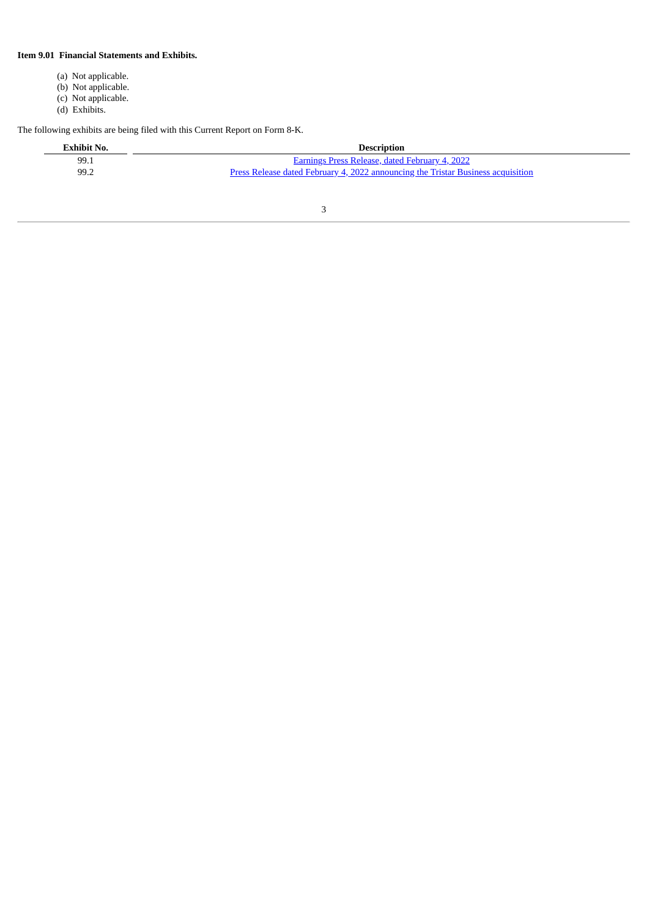**Item 9.01 Financial Statements and Exhibits.**

(a) Not applicable.
(b) Not applicable.
(c) Not applicable.
(d) Exhibits.

The following exhibits are being filed with this Current Report on Form 8-K.

| Exhibit No. | Description |
| --- | --- |
| 99.1 | Earnings Press Release, dated February 4, 2022 |
| 99.2 | Press Release dated February 4, 2022 announcing the Tristar Business acquisition |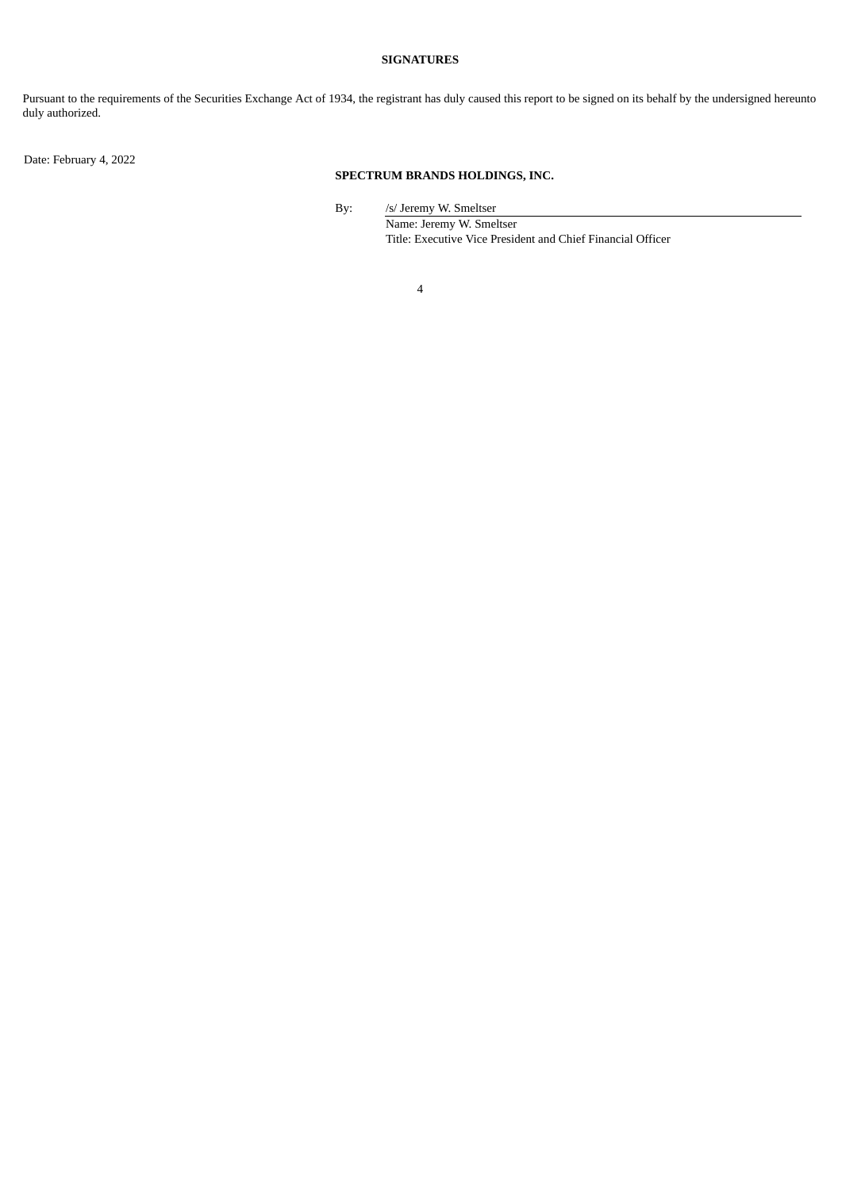**SIGNATURES**

Pursuant to the requirements of the Securities Exchange Act of 1934, the registrant has duly caused this report to be signed on its behalf by the undersigned hereunto duly authorized.

Date: February 4, 2022

**SPECTRUM BRANDS HOLDINGS, INC.**

By: /s/ Jeremy W. Smeltser

Name: Jeremy W. Smeltser

Title: Executive Vice President and Chief Financial Officer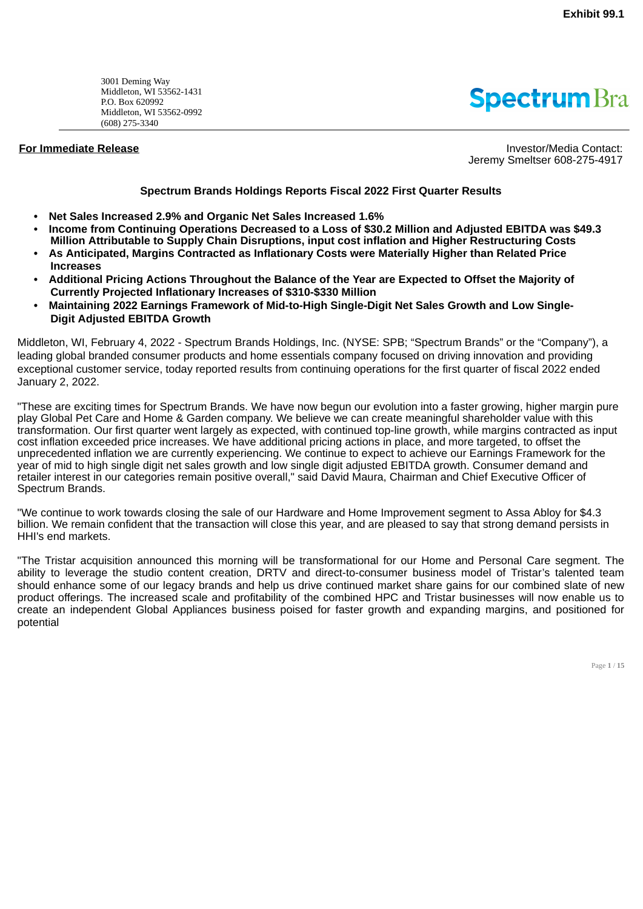Exhibit 99.1

3001 Deming Way
Middleton, WI 53562-1431
P.O. Box 620992
Middleton, WI 53562-0992
(608) 275-3340

**For Immediate Release**

Investor/Media Contact:
Jeremy Smeltser 608-275-4917

## Spectrum Brands Holdings Reports Fiscal 2022 First Quarter Results

- **Net Sales Increased 2.9% and Organic Net Sales Increased 1.6%**
- **Income from Continuing Operations Decreased to a Loss of $30.2 Million and Adjusted EBITDA was $49.3 Million Attributable to Supply Chain Disruptions, input cost inflation and Higher Restructuring Costs**
- **As Anticipated, Margins Contracted as Inflationary Costs were Materially Higher than Related Price Increases**
- **Additional Pricing Actions Throughout the Balance of the Year are Expected to Offset the Majority of Currently Projected Inflationary Increases of $310-$330 Million**
- **Maintaining 2022 Earnings Framework of Mid-to-High Single-Digit Net Sales Growth and Low Single-Digit Adjusted EBITDA Growth**

Middleton, WI, February 4, 2022 - Spectrum Brands Holdings, Inc. (NYSE: SPB; “Spectrum Brands” or the “Company”), a leading global branded consumer products and home essentials company focused on driving innovation and providing exceptional customer service, today reported results from continuing operations for the first quarter of fiscal 2022 ended January 2, 2022.

"These are exciting times for Spectrum Brands. We have now begun our evolution into a faster growing, higher margin pure play Global Pet Care and Home & Garden company. We believe we can create meaningful shareholder value with this transformation. Our first quarter went largely as expected, with continued top-line growth, while margins contracted as input cost inflation exceeded price increases. We have additional pricing actions in place, and more targeted, to offset the unprecedented inflation we are currently experiencing. We continue to expect to achieve our Earnings Framework for the year of mid to high single digit net sales growth and low single digit adjusted EBITDA growth. Consumer demand and retailer interest in our categories remain positive overall," said David Maura, Chairman and Chief Executive Officer of Spectrum Brands.

"We continue to work towards closing the sale of our Hardware and Home Improvement segment to Assa Abloy for $4.3 billion. We remain confident that the transaction will close this year, and are pleased to say that strong demand persists in HHI's end markets.

"The Tristar acquisition announced this morning will be transformational for our Home and Personal Care segment. The ability to leverage the studio content creation, DRTV and direct-to-consumer business model of Tristar's talented team should enhance some of our legacy brands and help us drive continued market share gains for our combined slate of new product offerings. The increased scale and profitability of the combined HPC and Tristar businesses will now enable us to create an independent Global Appliances business poised for faster growth and expanding margins, and positioned for potential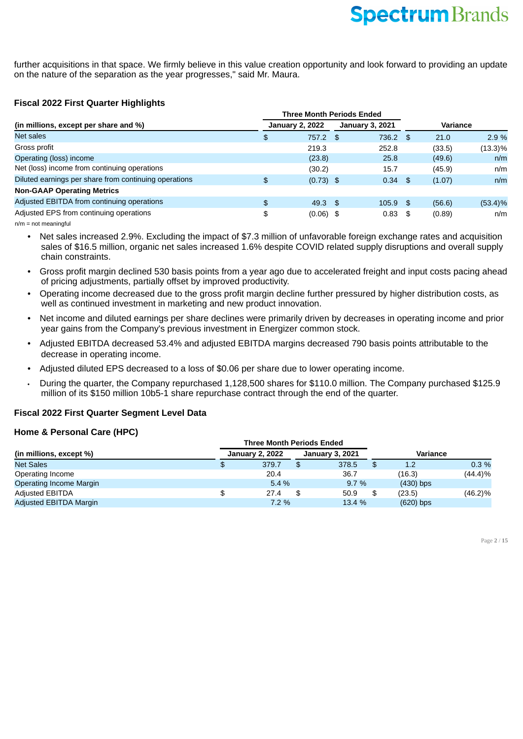further acquisitions in that space. We firmly believe in this value creation opportunity and look forward to providing an update on the nature of the separation as the year progresses," said Mr. Maura.

## Fiscal 2022 First Quarter Highlights

| | Three Month Periods Ended | | Variance | |
|---|---|---|---|---|
| (in millions, except per share and %) | January 2, 2022 | January 3, 2021 | | |
| Net sales | $ 757.2 | $ 736.2 | $ 21.0 | 2.9 % |
| Gross profit | 219.3 | 252.8 | (33.5) | (13.3)% |
| Operating (loss) income | (23.8) | 25.8 | (49.6) | n/m |
| Net (loss) income from continuing operations | (30.2) | 15.7 | (45.9) | n/m |
| Diluted earnings per share from continuing operations | $ (0.73) | $ 0.34 | $ (1.07) | n/m |
| **Non-GAAP Operating Metrics** | | | | |
| Adjusted EBITDA from continuing operations | $ 49.3 | $ 105.9 | $ (56.6) | (53.4)% |
| Adjusted EPS from continuing operations | $ (0.06) | $ 0.83 | $ (0.89) | n/m |

n/m = not meaningful

- Net sales increased 2.9%. Excluding the impact of $7.3 million of unfavorable foreign exchange rates and acquisition sales of $16.5 million, organic net sales increased 1.6% despite COVID related supply disruptions and overall supply chain constraints.
- Gross profit margin declined 530 basis points from a year ago due to accelerated freight and input costs pacing ahead of pricing adjustments, partially offset by improved productivity.
- Operating income decreased due to the gross profit margin decline further pressured by higher distribution costs, as well as continued investment in marketing and new product innovation.
- Net income and diluted earnings per share declines were primarily driven by decreases in operating income and prior year gains from the Company's previous investment in Energizer common stock.
- Adjusted EBITDA decreased 53.4% and adjusted EBITDA margins decreased 790 basis points attributable to the decrease in operating income.
- Adjusted diluted EPS decreased to a loss of $0.06 per share due to lower operating income.
- During the quarter, the Company repurchased 1,128,500 shares for $110.0 million. The Company purchased $125.9 million of its $150 million 10b5-1 share repurchase contract through the end of the quarter.

## Fiscal 2022 First Quarter Segment Level Data

### Home & Personal Care (HPC)

| | Three Month Periods Ended | | Variance | |
|---|---|---|---|---|
| (in millions, except %) | January 2, 2022 | January 3, 2021 | | |
| Net Sales | $ 379.7 | $ 378.5 | $ 1.2 | 0.3 % |
| Operating Income | 20.4 | 36.7 | (16.3) | (44.4)% |
| Operating Income Margin | 5.4 % | 9.7 % | (430) bps | |
| Adjusted EBITDA | $ 27.4 | $ 50.9 | $ (23.5) | (46.2)% |
| Adjusted EBITDA Margin | 7.2 % | 13.4 % | (620) bps | |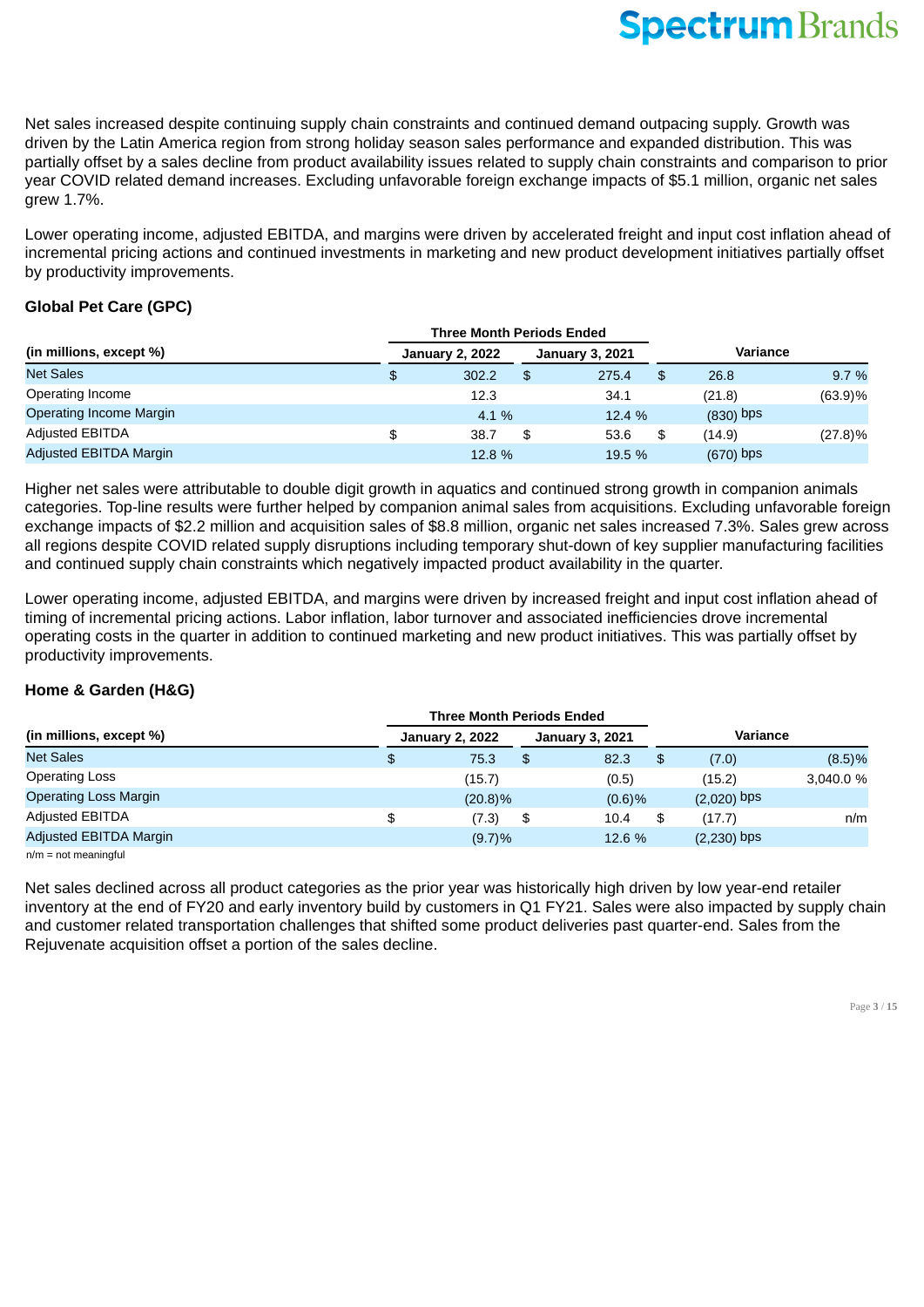Net sales increased despite continuing supply chain constraints and continued demand outpacing supply. Growth was driven by the Latin America region from strong holiday season sales performance and expanded distribution. This was partially offset by a sales decline from product availability issues related to supply chain constraints and comparison to prior year COVID related demand increases. Excluding unfavorable foreign exchange impacts of $5.1 million, organic net sales grew 1.7%.

Lower operating income, adjusted EBITDA, and margins were driven by accelerated freight and input cost inflation ahead of incremental pricing actions and continued investments in marketing and new product development initiatives partially offset by productivity improvements.

### Global Pet Care (GPC)

| | Three Month Periods Ended | | Variance | |
|---|---|---|---|---|
| **(in millions, except %)** | **January 2, 2022** | **January 3, 2021** | | |
| Net Sales | $ 302.2 | $ 275.4 | $ 26.8 | 9.7 % |
| Operating Income | 12.3 | 34.1 | (21.8) | (63.9)% |
| Operating Income Margin | 4.1 % | 12.4 % | (830) bps | |
| Adjusted EBITDA | $ 38.7 | $ 53.6 | $ (14.9) | (27.8)% |
| Adjusted EBITDA Margin | 12.8 % | 19.5 % | (670) bps | |

Higher net sales were attributable to double digit growth in aquatics and continued strong growth in companion animals categories. Top-line results were further helped by companion animal sales from acquisitions. Excluding unfavorable foreign exchange impacts of $2.2 million and acquisition sales of $8.8 million, organic net sales increased 7.3%. Sales grew across all regions despite COVID related supply disruptions including temporary shut-down of key supplier manufacturing facilities and continued supply chain constraints which negatively impacted product availability in the quarter.

Lower operating income, adjusted EBITDA, and margins were driven by increased freight and input cost inflation ahead of timing of incremental pricing actions. Labor inflation, labor turnover and associated inefficiencies drove incremental operating costs in the quarter in addition to continued marketing and new product initiatives. This was partially offset by productivity improvements.

### Home & Garden (H&G)

| | Three Month Periods Ended | | Variance | |
|---|---|---|---|---|
| **(in millions, except %)** | **January 2, 2022** | **January 3, 2021** | | |
| Net Sales | $ 75.3 | $ 82.3 | $ (7.0) | (8.5)% |
| Operating Loss | (15.7) | (0.5) | (15.2) | 3,040.0 % |
| Operating Loss Margin | (20.8)% | (0.6)% | (2,020) bps | |
| Adjusted EBITDA | $ (7.3) | $ 10.4 | $ (17.7) | n/m |
| Adjusted EBITDA Margin | (9.7)% | 12.6 % | (2,230) bps | |

n/m = not meaningful

Net sales declined across all product categories as the prior year was historically high driven by low year-end retailer inventory at the end of FY20 and early inventory build by customers in Q1 FY21. Sales were also impacted by supply chain and customer related transportation challenges that shifted some product deliveries past quarter-end. Sales from the Rejuvenate acquisition offset a portion of the sales decline.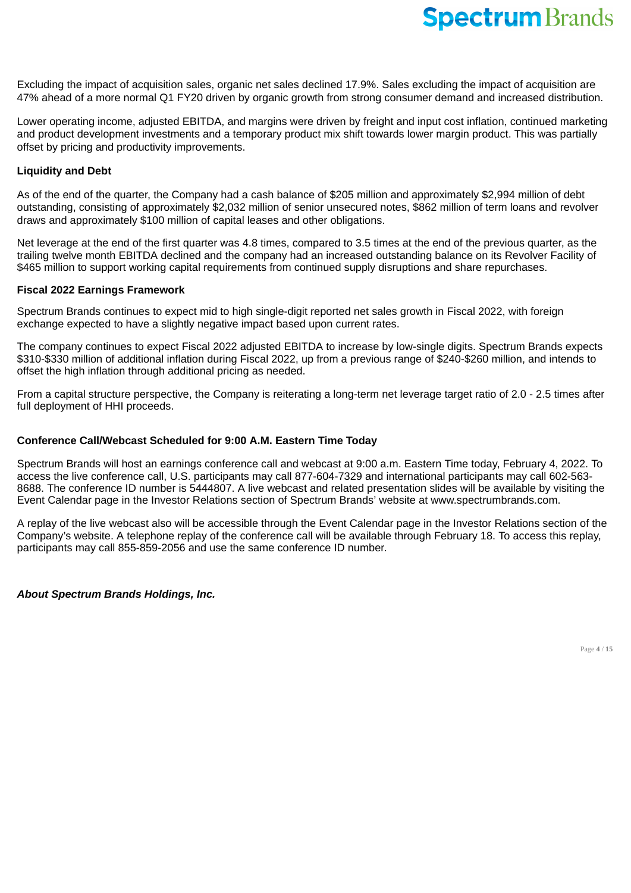Excluding the impact of acquisition sales, organic net sales declined 17.9%. Sales excluding the impact of acquisition are 47% ahead of a more normal Q1 FY20 driven by organic growth from strong consumer demand and increased distribution.

Lower operating income, adjusted EBITDA, and margins were driven by freight and input cost inflation, continued marketing and product development investments and a temporary product mix shift towards lower margin product. This was partially offset by pricing and productivity improvements.

**Liquidity and Debt**

As of the end of the quarter, the Company had a cash balance of $205 million and approximately $2,994 million of debt outstanding, consisting of approximately $2,032 million of senior unsecured notes, $862 million of term loans and revolver draws and approximately $100 million of capital leases and other obligations.

Net leverage at the end of the first quarter was 4.8 times, compared to 3.5 times at the end of the previous quarter, as the trailing twelve month EBITDA declined and the company had an increased outstanding balance on its Revolver Facility of $465 million to support working capital requirements from continued supply disruptions and share repurchases.

**Fiscal 2022 Earnings Framework**

Spectrum Brands continues to expect mid to high single-digit reported net sales growth in Fiscal 2022, with foreign exchange expected to have a slightly negative impact based upon current rates.

The company continues to expect Fiscal 2022 adjusted EBITDA to increase by low-single digits. Spectrum Brands expects $310-$330 million of additional inflation during Fiscal 2022, up from a previous range of $240-$260 million, and intends to offset the high inflation through additional pricing as needed.

From a capital structure perspective, the Company is reiterating a long-term net leverage target ratio of 2.0 - 2.5 times after full deployment of HHI proceeds.

**Conference Call/Webcast Scheduled for 9:00 A.M. Eastern Time Today**

Spectrum Brands will host an earnings conference call and webcast at 9:00 a.m. Eastern Time today, February 4, 2022. To access the live conference call, U.S. participants may call 877-604-7329 and international participants may call 602-563-8688. The conference ID number is 5444807. A live webcast and related presentation slides will be available by visiting the Event Calendar page in the Investor Relations section of Spectrum Brands' website at www.spectrumbrands.com.

A replay of the live webcast also will be accessible through the Event Calendar page in the Investor Relations section of the Company's website. A telephone replay of the conference call will be available through February 18. To access this replay, participants may call 855-859-2056 and use the same conference ID number.

***About Spectrum Brands Holdings, Inc.***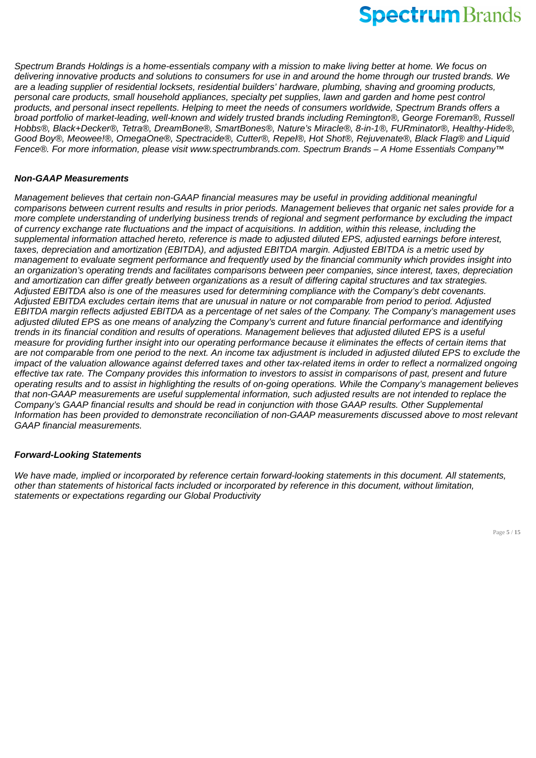*Spectrum Brands Holdings is a home-essentials company with a mission to make living better at home. We focus on delivering innovative products and solutions to consumers for use in and around the home through our trusted brands. We are a leading supplier of residential locksets, residential builders' hardware, plumbing, shaving and grooming products, personal care products, small household appliances, specialty pet supplies, lawn and garden and home pest control products, and personal insect repellents. Helping to meet the needs of consumers worldwide, Spectrum Brands offers a broad portfolio of market-leading, well-known and widely trusted brands including Remington®, George Foreman®, Russell Hobbs®, Black+Decker®, Tetra®, DreamBone®, SmartBones®, Nature's Miracle®, 8-in-1®, FURminator®, Healthy-Hide®, Good Boy®, Meowee!®, OmegaOne®, Spectracide®, Cutter®, Repel®, Hot Shot®, Rejuvenate®, Black Flag® and Liquid Fence®. For more information, please visit www.spectrumbrands.com. Spectrum Brands – A Home Essentials Company™*

### *Non-GAAP Measurements*

*Management believes that certain non-GAAP financial measures may be useful in providing additional meaningful comparisons between current results and results in prior periods. Management believes that organic net sales provide for a more complete understanding of underlying business trends of regional and segment performance by excluding the impact of currency exchange rate fluctuations and the impact of acquisitions. In addition, within this release, including the supplemental information attached hereto, reference is made to adjusted diluted EPS, adjusted earnings before interest, taxes, depreciation and amortization (EBITDA), and adjusted EBITDA margin. Adjusted EBITDA is a metric used by management to evaluate segment performance and frequently used by the financial community which provides insight into an organization's operating trends and facilitates comparisons between peer companies, since interest, taxes, depreciation and amortization can differ greatly between organizations as a result of differing capital structures and tax strategies. Adjusted EBITDA also is one of the measures used for determining compliance with the Company's debt covenants. Adjusted EBITDA excludes certain items that are unusual in nature or not comparable from period to period. Adjusted EBITDA margin reflects adjusted EBITDA as a percentage of net sales of the Company. The Company's management uses adjusted diluted EPS as one means of analyzing the Company's current and future financial performance and identifying trends in its financial condition and results of operations. Management believes that adjusted diluted EPS is a useful measure for providing further insight into our operating performance because it eliminates the effects of certain items that are not comparable from one period to the next. An income tax adjustment is included in adjusted diluted EPS to exclude the impact of the valuation allowance against deferred taxes and other tax-related items in order to reflect a normalized ongoing effective tax rate. The Company provides this information to investors to assist in comparisons of past, present and future operating results and to assist in highlighting the results of on-going operations. While the Company's management believes that non-GAAP measurements are useful supplemental information, such adjusted results are not intended to replace the Company's GAAP financial results and should be read in conjunction with those GAAP results. Other Supplemental Information has been provided to demonstrate reconciliation of non-GAAP measurements discussed above to most relevant GAAP financial measurements.*

### *Forward-Looking Statements*

*We have made, implied or incorporated by reference certain forward-looking statements in this document. All statements, other than statements of historical facts included or incorporated by reference in this document, without limitation, statements or expectations regarding our Global Productivity*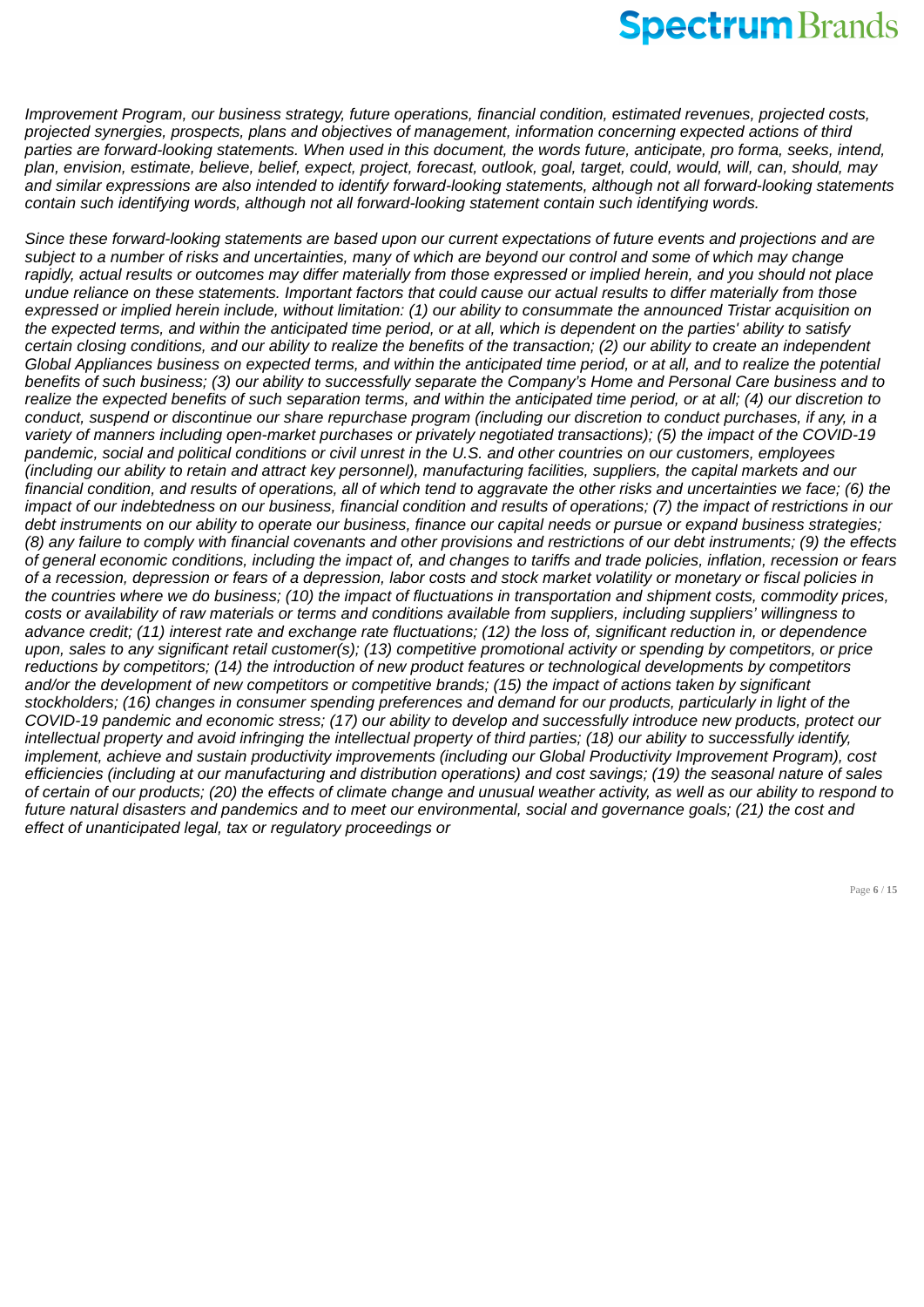*Improvement Program, our business strategy, future operations, financial condition, estimated revenues, projected costs, projected synergies, prospects, plans and objectives of management, information concerning expected actions of third parties are forward-looking statements. When used in this document, the words future, anticipate, pro forma, seeks, intend, plan, envision, estimate, believe, belief, expect, project, forecast, outlook, goal, target, could, would, will, can, should, may and similar expressions are also intended to identify forward-looking statements, although not all forward-looking statements contain such identifying words, although not all forward-looking statement contain such identifying words.*

*Since these forward-looking statements are based upon our current expectations of future events and projections and are subject to a number of risks and uncertainties, many of which are beyond our control and some of which may change rapidly, actual results or outcomes may differ materially from those expressed or implied herein, and you should not place undue reliance on these statements. Important factors that could cause our actual results to differ materially from those expressed or implied herein include, without limitation: (1) our ability to consummate the announced Tristar acquisition on the expected terms, and within the anticipated time period, or at all, which is dependent on the parties' ability to satisfy certain closing conditions, and our ability to realize the benefits of the transaction; (2) our ability to create an independent Global Appliances business on expected terms, and within the anticipated time period, or at all, and to realize the potential benefits of such business; (3) our ability to successfully separate the Company's Home and Personal Care business and to realize the expected benefits of such separation terms, and within the anticipated time period, or at all; (4) our discretion to conduct, suspend or discontinue our share repurchase program (including our discretion to conduct purchases, if any, in a variety of manners including open-market purchases or privately negotiated transactions); (5) the impact of the COVID-19 pandemic, social and political conditions or civil unrest in the U.S. and other countries on our customers, employees (including our ability to retain and attract key personnel), manufacturing facilities, suppliers, the capital markets and our financial condition, and results of operations, all of which tend to aggravate the other risks and uncertainties we face; (6) the impact of our indebtedness on our business, financial condition and results of operations; (7) the impact of restrictions in our debt instruments on our ability to operate our business, finance our capital needs or pursue or expand business strategies; (8) any failure to comply with financial covenants and other provisions and restrictions of our debt instruments; (9) the effects of general economic conditions, including the impact of, and changes to tariffs and trade policies, inflation, recession or fears of a recession, depression or fears of a depression, labor costs and stock market volatility or monetary or fiscal policies in the countries where we do business; (10) the impact of fluctuations in transportation and shipment costs, commodity prices, costs or availability of raw materials or terms and conditions available from suppliers, including suppliers' willingness to advance credit; (11) interest rate and exchange rate fluctuations; (12) the loss of, significant reduction in, or dependence upon, sales to any significant retail customer(s); (13) competitive promotional activity or spending by competitors, or price reductions by competitors; (14) the introduction of new product features or technological developments by competitors and/or the development of new competitors or competitive brands; (15) the impact of actions taken by significant stockholders; (16) changes in consumer spending preferences and demand for our products, particularly in light of the COVID-19 pandemic and economic stress; (17) our ability to develop and successfully introduce new products, protect our intellectual property and avoid infringing the intellectual property of third parties; (18) our ability to successfully identify, implement, achieve and sustain productivity improvements (including our Global Productivity Improvement Program), cost efficiencies (including at our manufacturing and distribution operations) and cost savings; (19) the seasonal nature of sales of certain of our products; (20) the effects of climate change and unusual weather activity, as well as our ability to respond to future natural disasters and pandemics and to meet our environmental, social and governance goals; (21) the cost and effect of unanticipated legal, tax or regulatory proceedings or*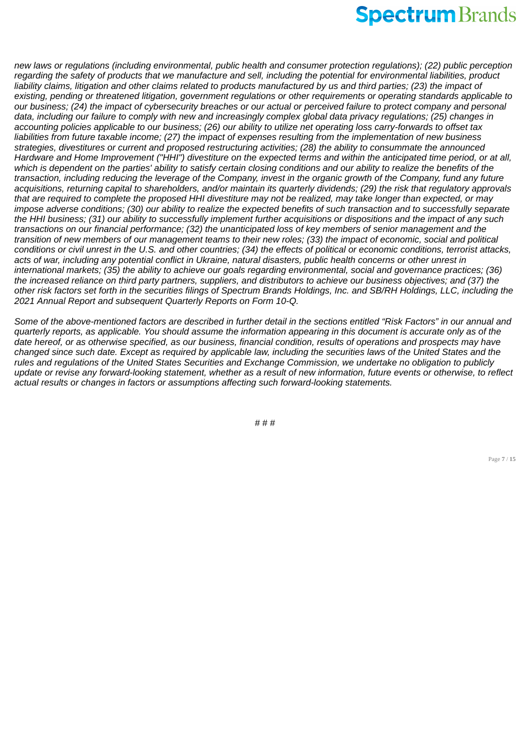*new laws or regulations (including environmental, public health and consumer protection regulations); (22) public perception regarding the safety of products that we manufacture and sell, including the potential for environmental liabilities, product liability claims, litigation and other claims related to products manufactured by us and third parties; (23) the impact of existing, pending or threatened litigation, government regulations or other requirements or operating standards applicable to our business; (24) the impact of cybersecurity breaches or our actual or perceived failure to protect company and personal data, including our failure to comply with new and increasingly complex global data privacy regulations; (25) changes in accounting policies applicable to our business; (26) our ability to utilize net operating loss carry-forwards to offset tax liabilities from future taxable income; (27) the impact of expenses resulting from the implementation of new business strategies, divestitures or current and proposed restructuring activities; (28) the ability to consummate the announced Hardware and Home Improvement ("HHI") divestiture on the expected terms and within the anticipated time period, or at all, which is dependent on the parties' ability to satisfy certain closing conditions and our ability to realize the benefits of the transaction, including reducing the leverage of the Company, invest in the organic growth of the Company, fund any future acquisitions, returning capital to shareholders, and/or maintain its quarterly dividends; (29) the risk that regulatory approvals that are required to complete the proposed HHI divestiture may not be realized, may take longer than expected, or may impose adverse conditions; (30) our ability to realize the expected benefits of such transaction and to successfully separate the HHI business; (31) our ability to successfully implement further acquisitions or dispositions and the impact of any such transactions on our financial performance; (32) the unanticipated loss of key members of senior management and the transition of new members of our management teams to their new roles; (33) the impact of economic, social and political conditions or civil unrest in the U.S. and other countries; (34) the effects of political or economic conditions, terrorist attacks, acts of war, including any potential conflict in Ukraine, natural disasters, public health concerns or other unrest in international markets; (35) the ability to achieve our goals regarding environmental, social and governance practices; (36) the increased reliance on third party partners, suppliers, and distributors to achieve our business objectives; and (37) the other risk factors set forth in the securities filings of Spectrum Brands Holdings, Inc. and SB/RH Holdings, LLC, including the 2021 Annual Report and subsequent Quarterly Reports on Form 10-Q.*

*Some of the above-mentioned factors are described in further detail in the sections entitled "Risk Factors" in our annual and quarterly reports, as applicable. You should assume the information appearing in this document is accurate only as of the date hereof, or as otherwise specified, as our business, financial condition, results of operations and prospects may have changed since such date. Except as required by applicable law, including the securities laws of the United States and the rules and regulations of the United States Securities and Exchange Commission, we undertake no obligation to publicly update or revise any forward-looking statement, whether as a result of new information, future events or otherwise, to reflect actual results or changes in factors or assumptions affecting such forward-looking statements.*

# # #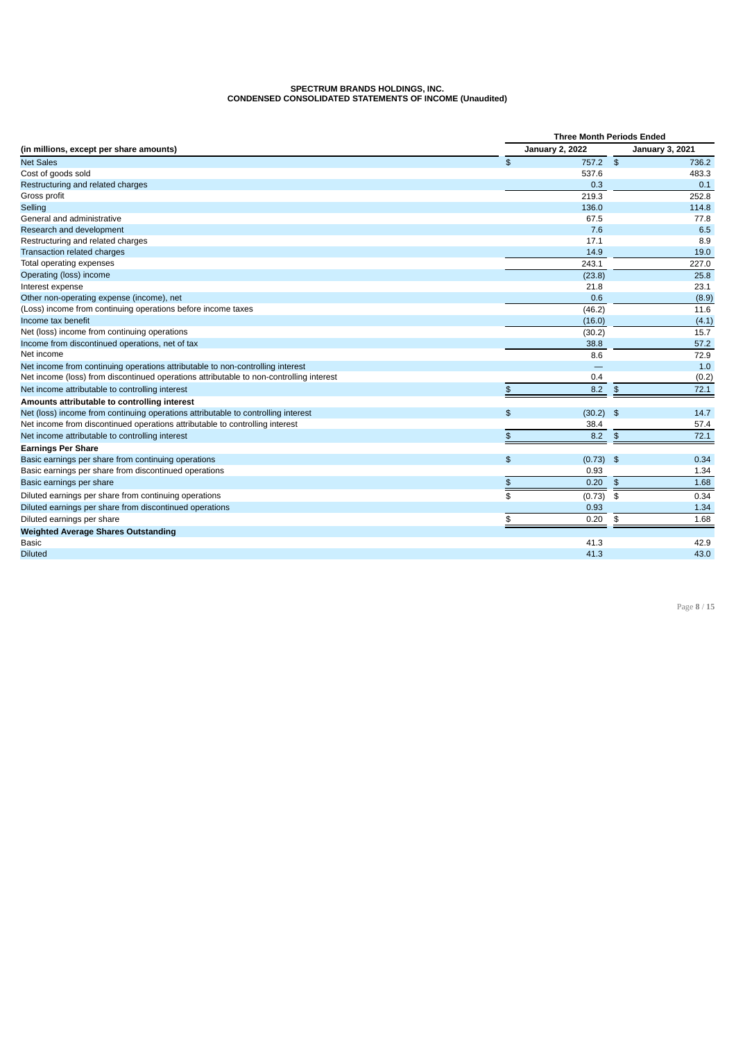**SPECTRUM BRANDS HOLDINGS, INC.**
**CONDENSED CONSOLIDATED STATEMENTS OF INCOME (Unaudited)**

| | Three Month Periods Ended | |
|---|---|---|
| (in millions, except per share amounts) | January 2, 2022 | January 3, 2021 |
| Net Sales | $ 757.2 | $ 736.2 |
| Cost of goods sold | 537.6 | 483.3 |
| Restructuring and related charges | 0.3 | 0.1 |
| Gross profit | 219.3 | 252.8 |
| Selling | 136.0 | 114.8 |
| General and administrative | 67.5 | 77.8 |
| Research and development | 7.6 | 6.5 |
| Restructuring and related charges | 17.1 | 8.9 |
| Transaction related charges | 14.9 | 19.0 |
| Total operating expenses | 243.1 | 227.0 |
| Operating (loss) income | (23.8) | 25.8 |
| Interest expense | 21.8 | 23.1 |
| Other non-operating expense (income), net | 0.6 | (8.9) |
| (Loss) income from continuing operations before income taxes | (46.2) | 11.6 |
| Income tax benefit | (16.0) | (4.1) |
| Net (loss) income from continuing operations | (30.2) | 15.7 |
| Income from discontinued operations, net of tax | 38.8 | 57.2 |
| Net income | 8.6 | 72.9 |
| Net income from continuing operations attributable to non-controlling interest | — | 1.0 |
| Net income (loss) from discontinued operations attributable to non-controlling interest | 0.4 | (0.2) |
| Net income attributable to controlling interest | $ 8.2 | $ 72.1 |
| **Amounts attributable to controlling interest** | | |
| Net (loss) income from continuing operations attributable to controlling interest | $ (30.2) | $ 14.7 |
| Net income from discontinued operations attributable to controlling interest | 38.4 | 57.4 |
| Net income attributable to controlling interest | $ 8.2 | $ 72.1 |
| **Earnings Per Share** | | |
| Basic earnings per share from continuing operations | $ (0.73) | $ 0.34 |
| Basic earnings per share from discontinued operations | 0.93 | 1.34 |
| Basic earnings per share | $ 0.20 | $ 1.68 |
| Diluted earnings per share from continuing operations | $ (0.73) | $ 0.34 |
| Diluted earnings per share from discontinued operations | 0.93 | 1.34 |
| Diluted earnings per share | $ 0.20 | $ 1.68 |
| **Weighted Average Shares Outstanding** | | |
| Basic | 41.3 | 42.9 |
| Diluted | 41.3 | 43.0 |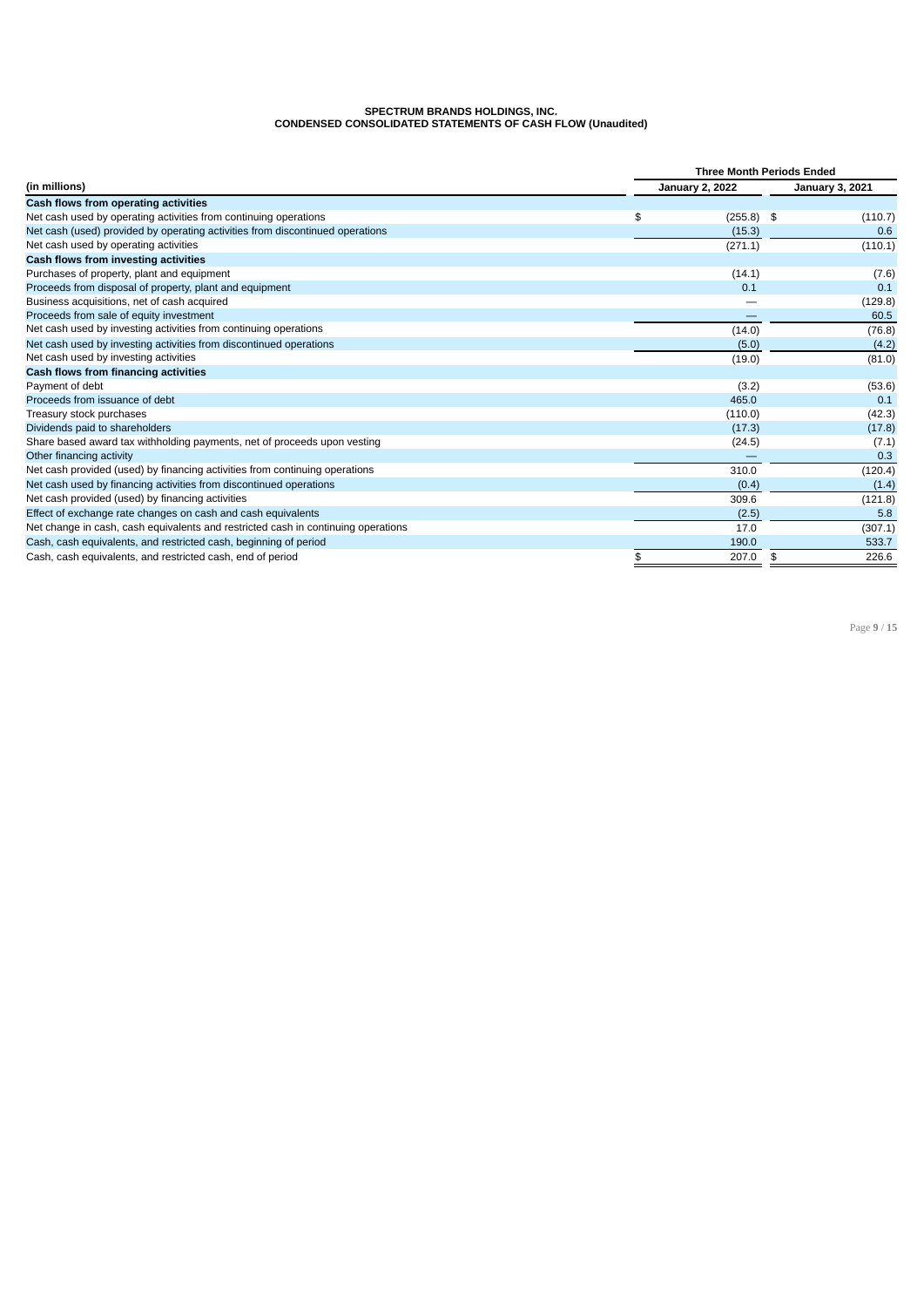**SPECTRUM BRANDS HOLDINGS, INC.**
**CONDENSED CONSOLIDATED STATEMENTS OF CASH FLOW (Unaudited)**

| | Three Month Periods Ended | |
|---|---|---|
| **(in millions)** | **January 2, 2022** | **January 3, 2021** |
| **Cash flows from operating activities** | | |
| Net cash used by operating activities from continuing operations | $ (255.8) | $ (110.7) |
| Net cash (used) provided by operating activities from discontinued operations | (15.3) | 0.6 |
| Net cash used by operating activities | (271.1) | (110.1) |
| **Cash flows from investing activities** | | |
| Purchases of property, plant and equipment | (14.1) | (7.6) |
| Proceeds from disposal of property, plant and equipment | 0.1 | 0.1 |
| Business acquisitions, net of cash acquired | — | (129.8) |
| Proceeds from sale of equity investment | — | 60.5 |
| Net cash used by investing activities from continuing operations | (14.0) | (76.8) |
| Net cash used by investing activities from discontinued operations | (5.0) | (4.2) |
| Net cash used by investing activities | (19.0) | (81.0) |
| **Cash flows from financing activities** | | |
| Payment of debt | (3.2) | (53.6) |
| Proceeds from issuance of debt | 465.0 | 0.1 |
| Treasury stock purchases | (110.0) | (42.3) |
| Dividends paid to shareholders | (17.3) | (17.8) |
| Share based award tax withholding payments, net of proceeds upon vesting | (24.5) | (7.1) |
| Other financing activity | — | 0.3 |
| Net cash provided (used) by financing activities from continuing operations | 310.0 | (120.4) |
| Net cash used by financing activities from discontinued operations | (0.4) | (1.4) |
| Net cash provided (used) by financing activities | 309.6 | (121.8) |
| Effect of exchange rate changes on cash and cash equivalents | (2.5) | 5.8 |
| Net change in cash, cash equivalents and restricted cash in continuing operations | 17.0 | (307.1) |
| Cash, cash equivalents, and restricted cash, beginning of period | 190.0 | 533.7 |
| Cash, cash equivalents, and restricted cash, end of period | $ 207.0 | $ 226.6 |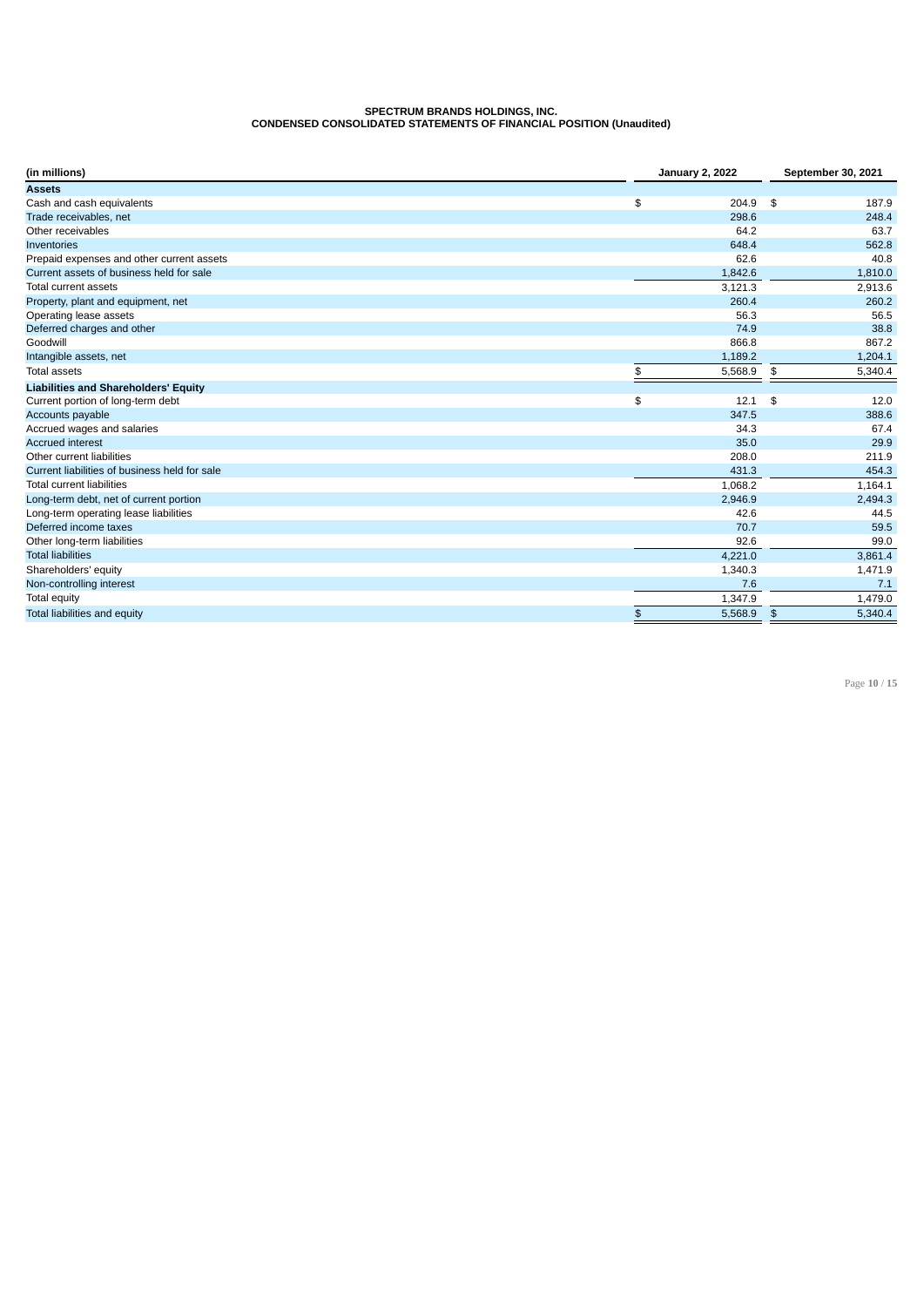**SPECTRUM BRANDS HOLDINGS, INC.**
**CONDENSED CONSOLIDATED STATEMENTS OF FINANCIAL POSITION (Unaudited)**

| (in millions) | January 2, 2022 | September 30, 2021 |
|---|---|---|
| **Assets** | | |
| Cash and cash equivalents | $ 204.9 | $ 187.9 |
| Trade receivables, net | 298.6 | 248.4 |
| Other receivables | 64.2 | 63.7 |
| Inventories | 648.4 | 562.8 |
| Prepaid expenses and other current assets | 62.6 | 40.8 |
| Current assets of business held for sale | 1,842.6 | 1,810.0 |
| Total current assets | 3,121.3 | 2,913.6 |
| Property, plant and equipment, net | 260.4 | 260.2 |
| Operating lease assets | 56.3 | 56.5 |
| Deferred charges and other | 74.9 | 38.8 |
| Goodwill | 866.8 | 867.2 |
| Intangible assets, net | 1,189.2 | 1,204.1 |
| Total assets | $ 5,568.9 | $ 5,340.4 |
| **Liabilities and Shareholders' Equity** | | |
| Current portion of long-term debt | $ 12.1 | $ 12.0 |
| Accounts payable | 347.5 | 388.6 |
| Accrued wages and salaries | 34.3 | 67.4 |
| Accrued interest | 35.0 | 29.9 |
| Other current liabilities | 208.0 | 211.9 |
| Current liabilities of business held for sale | 431.3 | 454.3 |
| Total current liabilities | 1,068.2 | 1,164.1 |
| Long-term debt, net of current portion | 2,946.9 | 2,494.3 |
| Long-term operating lease liabilities | 42.6 | 44.5 |
| Deferred income taxes | 70.7 | 59.5 |
| Other long-term liabilities | 92.6 | 99.0 |
| Total liabilities | 4,221.0 | 3,861.4 |
| Shareholders' equity | 1,340.3 | 1,471.9 |
| Non-controlling interest | 7.6 | 7.1 |
| Total equity | 1,347.9 | 1,479.0 |
| Total liabilities and equity | $ 5,568.9 | $ 5,340.4 |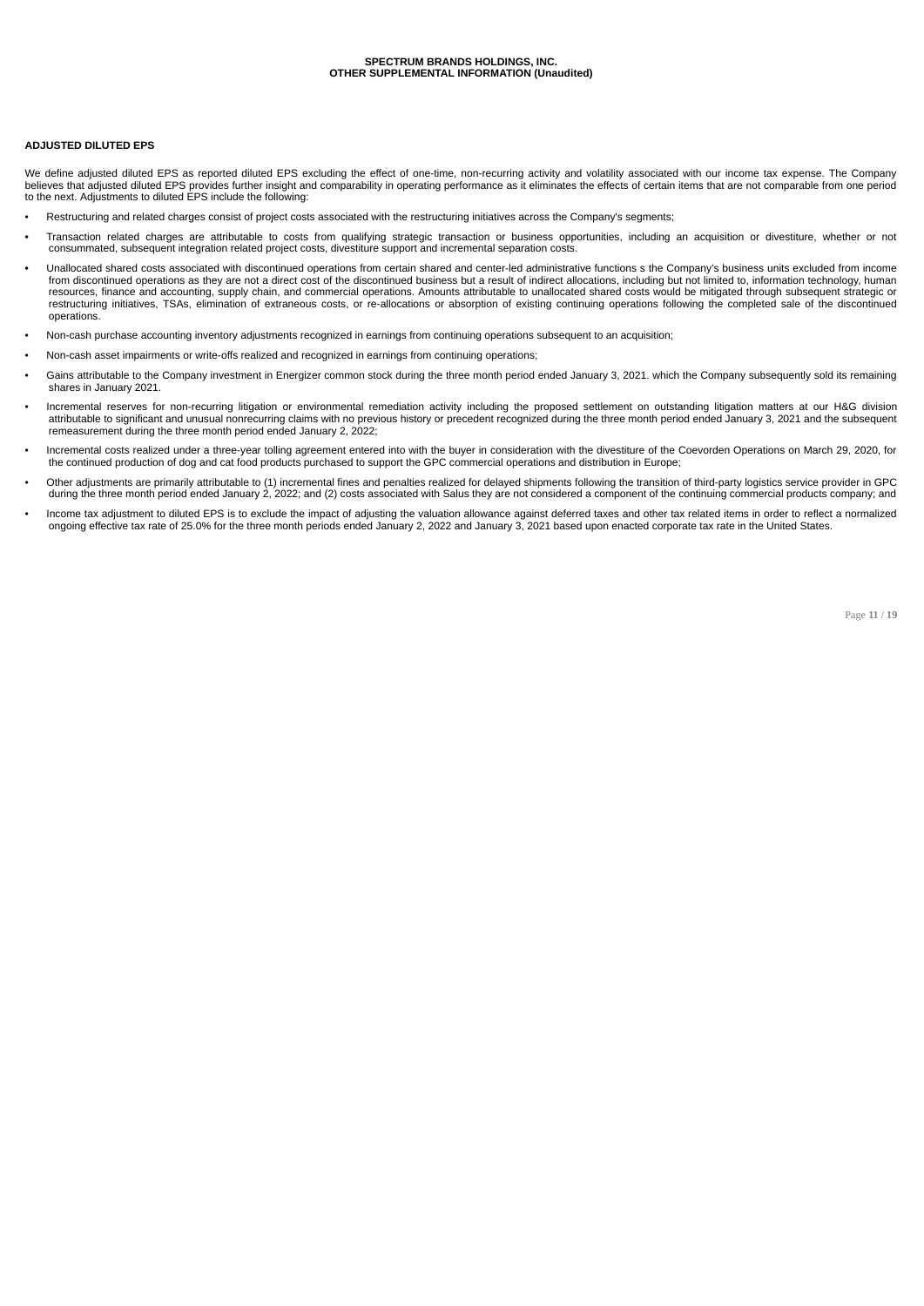**SPECTRUM BRANDS HOLDINGS, INC.**
**OTHER SUPPLEMENTAL INFORMATION (Unaudited)**

**ADJUSTED DILUTED EPS**

We define adjusted diluted EPS as reported diluted EPS excluding the effect of one-time, non-recurring activity and volatility associated with our income tax expense. The Company believes that adjusted diluted EPS provides further insight and comparability in operating performance as it eliminates the effects of certain items that are not comparable from one period to the next. Adjustments to diluted EPS include the following:

- Restructuring and related charges consist of project costs associated with the restructuring initiatives across the Company's segments;
- Transaction related charges are attributable to costs from qualifying strategic transaction or business opportunities, including an acquisition or divestiture, whether or not consummated, subsequent integration related project costs, divestiture support and incremental separation costs.
- Unallocated shared costs associated with discontinued operations from certain shared and center-led administrative functions s the Company's business units excluded from income from discontinued operations as they are not a direct cost of the discontinued business but a result of indirect allocations, including but not limited to, information technology, human resources, finance and accounting, supply chain, and commercial operations. Amounts attributable to unallocated shared costs would be mitigated through subsequent strategic or restructuring initiatives, TSAs, elimination of extraneous costs, or re-allocations or absorption of existing continuing operations following the completed sale of the discontinued operations.
- Non-cash purchase accounting inventory adjustments recognized in earnings from continuing operations subsequent to an acquisition;
- Non-cash asset impairments or write-offs realized and recognized in earnings from continuing operations;
- Gains attributable to the Company investment in Energizer common stock during the three month period ended January 3, 2021. which the Company subsequently sold its remaining shares in January 2021.
- Incremental reserves for non-recurring litigation or environmental remediation activity including the proposed settlement on outstanding litigation matters at our H&G division attributable to significant and unusual nonrecurring claims with no previous history or precedent recognized during the three month period ended January 3, 2021 and the subsequent remeasurement during the three month period ended January 2, 2022;
- Incremental costs realized under a three-year tolling agreement entered into with the buyer in consideration with the divestiture of the Coevorden Operations on March 29, 2020, for the continued production of dog and cat food products purchased to support the GPC commercial operations and distribution in Europe;
- Other adjustments are primarily attributable to (1) incremental fines and penalties realized for delayed shipments following the transition of third-party logistics service provider in GPC during the three month period ended January 2, 2022; and (2) costs associated with Salus they are not considered a component of the continuing commercial products company; and
- Income tax adjustment to diluted EPS is to exclude the impact of adjusting the valuation allowance against deferred taxes and other tax related items in order to reflect a normalized ongoing effective tax rate of 25.0% for the three month periods ended January 2, 2022 and January 3, 2021 based upon enacted corporate tax rate in the United States.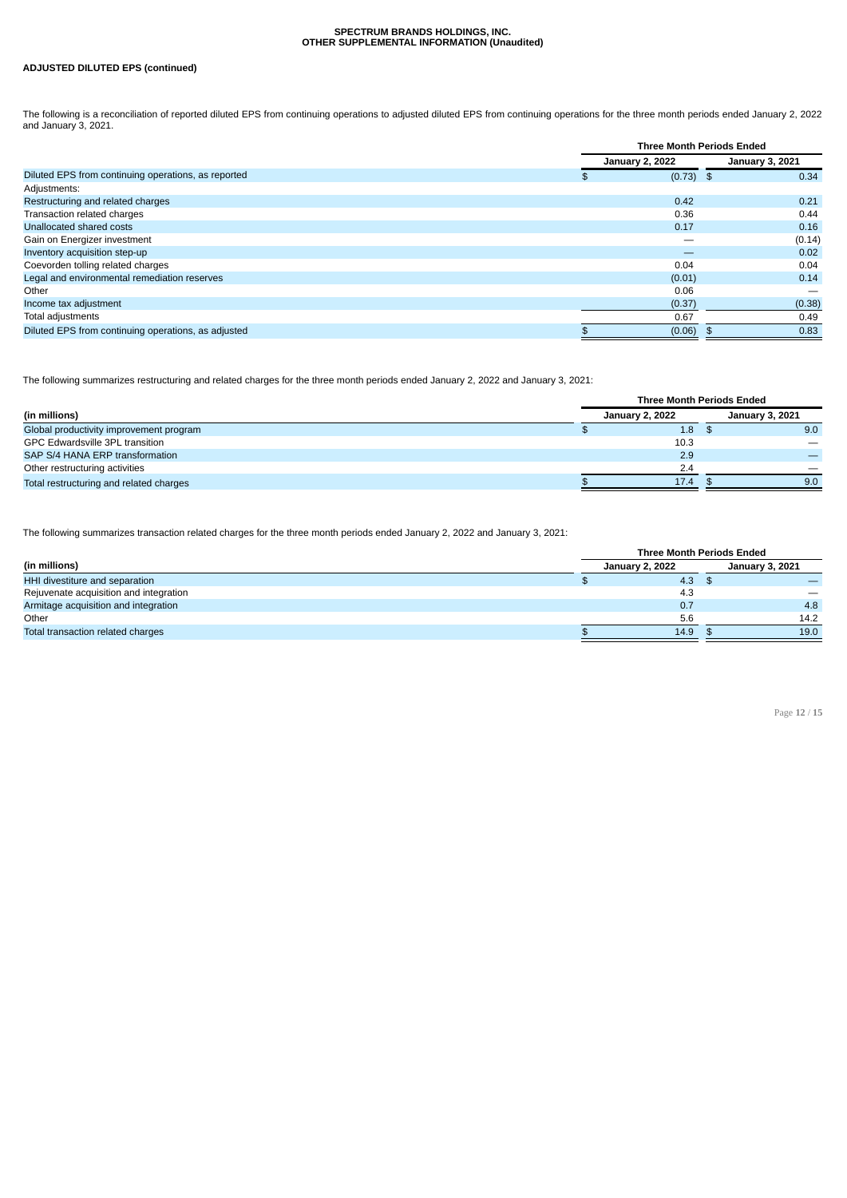**ADJUSTED DILUTED EPS (continued)**

The following is a reconciliation of reported diluted EPS from continuing operations to adjusted diluted EPS from continuing operations for the three month periods ended January 2, 2022 and January 3, 2021.

| | Three Month Periods Ended | |
|---|---|---|
| | January 2, 2022 | January 3, 2021 |
| Diluted EPS from continuing operations, as reported | $ (0.73) | $ 0.34 |
| Adjustments: | | |
| Restructuring and related charges | 0.42 | 0.21 |
| Transaction related charges | 0.36 | 0.44 |
| Unallocated shared costs | 0.17 | 0.16 |
| Gain on Energizer investment | — | (0.14) |
| Inventory acquisition step-up | — | 0.02 |
| Coevorden tolling related charges | 0.04 | 0.04 |
| Legal and environmental remediation reserves | (0.01) | 0.14 |
| Other | 0.06 | — |
| Income tax adjustment | (0.37) | (0.38) |
| Total adjustments | 0.67 | 0.49 |
| Diluted EPS from continuing operations, as adjusted | $ (0.06) | $ 0.83 |

The following summarizes restructuring and related charges for the three month periods ended January 2, 2022 and January 3, 2021:

| | Three Month Periods Ended | |
|---|---|---|
| **(in millions)** | January 2, 2022 | January 3, 2021 |
| Global productivity improvement program | $ 1.8 | $ 9.0 |
| GPC Edwardsville 3PL transition | 10.3 | — |
| SAP S/4 HANA ERP transformation | 2.9 | — |
| Other restructuring activities | 2.4 | — |
| Total restructuring and related charges | $ 17.4 | $ 9.0 |

The following summarizes transaction related charges for the three month periods ended January 2, 2022 and January 3, 2021:

| | Three Month Periods Ended | |
|---|---|---|
| **(in millions)** | January 2, 2022 | January 3, 2021 |
| HHI divestiture and separation | $ 4.3 | $ — |
| Rejuvenate acquisition and integration | 4.3 | — |
| Armitage acquisition and integration | 0.7 | 4.8 |
| Other | 5.6 | 14.2 |
| Total transaction related charges | $ 14.9 | $ 19.0 |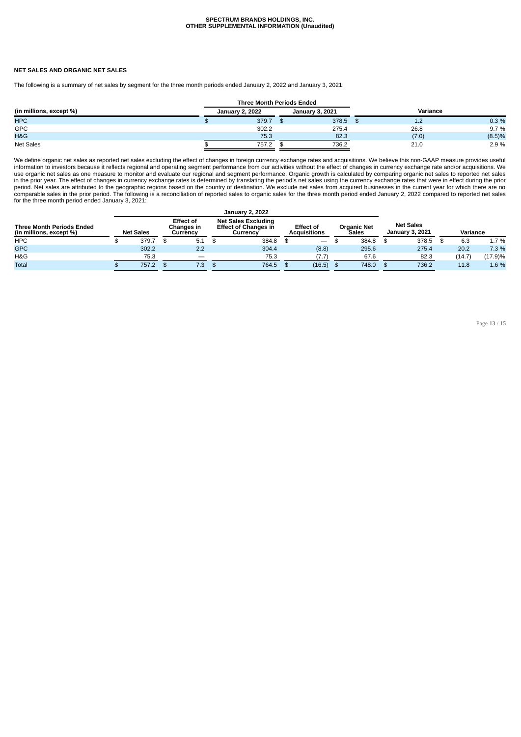**SPECTRUM BRANDS HOLDINGS, INC.**
**OTHER SUPPLEMENTAL INFORMATION (Unaudited)**

**NET SALES AND ORGANIC NET SALES**

The following is a summary of net sales by segment for the three month periods ended January 2, 2022 and January 3, 2021:

| (in millions, except %) | Three Month Periods Ended January 2, 2022 | Three Month Periods Ended January 3, 2021 | Variance | |
|---|---|---|---|---|
| HPC | $ 379.7 | $ 378.5 | $ 1.2 | 0.3 % |
| GPC | 302.2 | 275.4 | 26.8 | 9.7 % |
| H&G | 75.3 | 82.3 | (7.0) | (8.5)% |
| Net Sales | $ 757.2 | $ 736.2 | 21.0 | 2.9 % |

We define organic net sales as reported net sales excluding the effect of changes in foreign currency exchange rates and acquisitions. We believe this non-GAAP measure provides useful information to investors because it reflects regional and operating segment performance from our activities without the effect of changes in currency exchange rate and/or acquisitions. We use organic net sales as one measure to monitor and evaluate our regional and segment performance. Organic growth is calculated by comparing organic net sales to reported net sales in the prior year. The effect of changes in currency exchange rates is determined by translating the period's net sales using the currency exchange rates that were in effect during the prior period. Net sales are attributed to the geographic regions based on the country of destination. We exclude net sales from acquired businesses in the current year for which there are no comparable sales in the prior period. The following is a reconciliation of reported sales to organic sales for the three month period ended January 2, 2022 compared to reported net sales for the three month period ended January 3, 2021:

| Three Month Periods Ended (in millions, except %) | January 2, 2022 Net Sales | Effect of Changes in Currency | Net Sales Excluding Effect of Changes in Currency | Effect of Acquisitions | Organic Net Sales | Net Sales January 3, 2021 | Variance | |
|---|---|---|---|---|---|---|---|---|
| HPC | $ 379.7 | $ 5.1 | $ 384.8 | $ — | $ 384.8 | $ 378.5 | $ 6.3 | 1.7 % |
| GPC | 302.2 | 2.2 | 304.4 | (8.8) | 295.6 | 275.4 | 20.2 | 7.3 % |
| H&G | 75.3 | — | 75.3 | (7.7) | 67.6 | 82.3 | (14.7) | (17.9)% |
| Total | $ 757.2 | $ 7.3 | $ 764.5 | $ (16.5) | $ 748.0 | $ 736.2 | 11.8 | 1.6 % |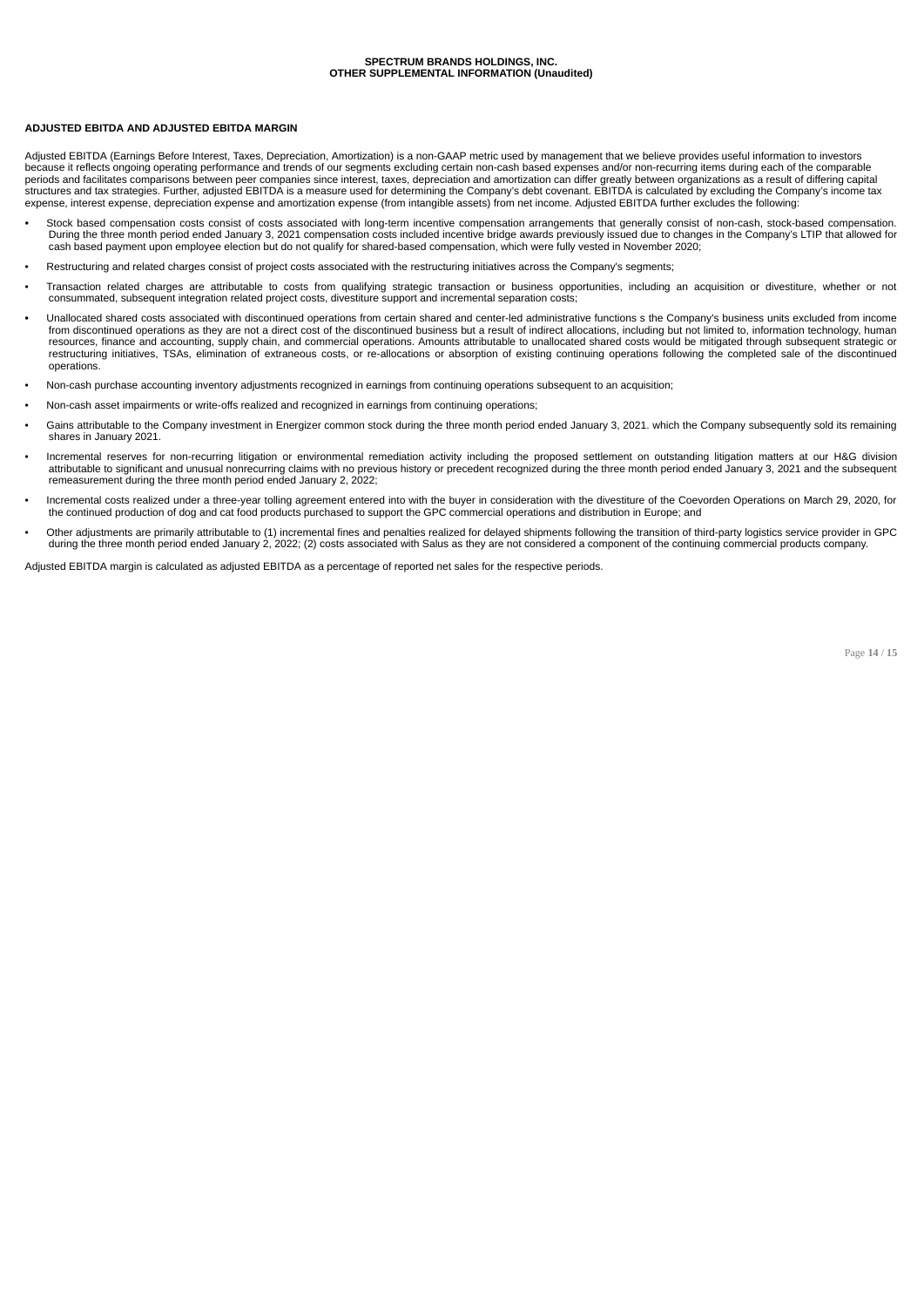**SPECTRUM BRANDS HOLDINGS, INC.**
**OTHER SUPPLEMENTAL INFORMATION (Unaudited)**

**ADJUSTED EBITDA AND ADJUSTED EBITDA MARGIN**

Adjusted EBITDA (Earnings Before Interest, Taxes, Depreciation, Amortization) is a non-GAAP metric used by management that we believe provides useful information to investors because it reflects ongoing operating performance and trends of our segments excluding certain non-cash based expenses and/or non-recurring items during each of the comparable periods and facilitates comparisons between peer companies since interest, taxes, depreciation and amortization can differ greatly between organizations as a result of differing capital structures and tax strategies. Further, adjusted EBITDA is a measure used for determining the Company's debt covenant. EBITDA is calculated by excluding the Company's income tax expense, interest expense, depreciation expense and amortization expense (from intangible assets) from net income. Adjusted EBITDA further excludes the following:

- Stock based compensation costs consist of costs associated with long-term incentive compensation arrangements that generally consist of non-cash, stock-based compensation. During the three month period ended January 3, 2021 compensation costs included incentive bridge awards previously issued due to changes in the Company's LTIP that allowed for cash based payment upon employee election but do not qualify for shared-based compensation, which were fully vested in November 2020;
- Restructuring and related charges consist of project costs associated with the restructuring initiatives across the Company's segments;
- Transaction related charges are attributable to costs from qualifying strategic transaction or business opportunities, including an acquisition or divestiture, whether or not consummated, subsequent integration related project costs, divestiture support and incremental separation costs;
- Unallocated shared costs associated with discontinued operations from certain shared and center-led administrative functions s the Company's business units excluded from income from discontinued operations as they are not a direct cost of the discontinued business but a result of indirect allocations, including but not limited to, information technology, human resources, finance and accounting, supply chain, and commercial operations. Amounts attributable to unallocated shared costs would be mitigated through subsequent strategic or restructuring initiatives, TSAs, elimination of extraneous costs, or re-allocations or absorption of existing continuing operations following the completed sale of the discontinued operations.
- Non-cash purchase accounting inventory adjustments recognized in earnings from continuing operations subsequent to an acquisition;
- Non-cash asset impairments or write-offs realized and recognized in earnings from continuing operations;
- Gains attributable to the Company investment in Energizer common stock during the three month period ended January 3, 2021. which the Company subsequently sold its remaining shares in January 2021.
- Incremental reserves for non-recurring litigation or environmental remediation activity including the proposed settlement on outstanding litigation matters at our H&G division attributable to significant and unusual nonrecurring claims with no previous history or precedent recognized during the three month period ended January 3, 2021 and the subsequent remeasurement during the three month period ended January 2, 2022;
- Incremental costs realized under a three-year tolling agreement entered into with the buyer in consideration with the divestiture of the Coevorden Operations on March 29, 2020, for the continued production of dog and cat food products purchased to support the GPC commercial operations and distribution in Europe; and
- Other adjustments are primarily attributable to (1) incremental fines and penalties realized for delayed shipments following the transition of third-party logistics service provider in GPC during the three month period ended January 2, 2022; (2) costs associated with Salus as they are not considered a component of the continuing commercial products company.

Adjusted EBITDA margin is calculated as adjusted EBITDA as a percentage of reported net sales for the respective periods.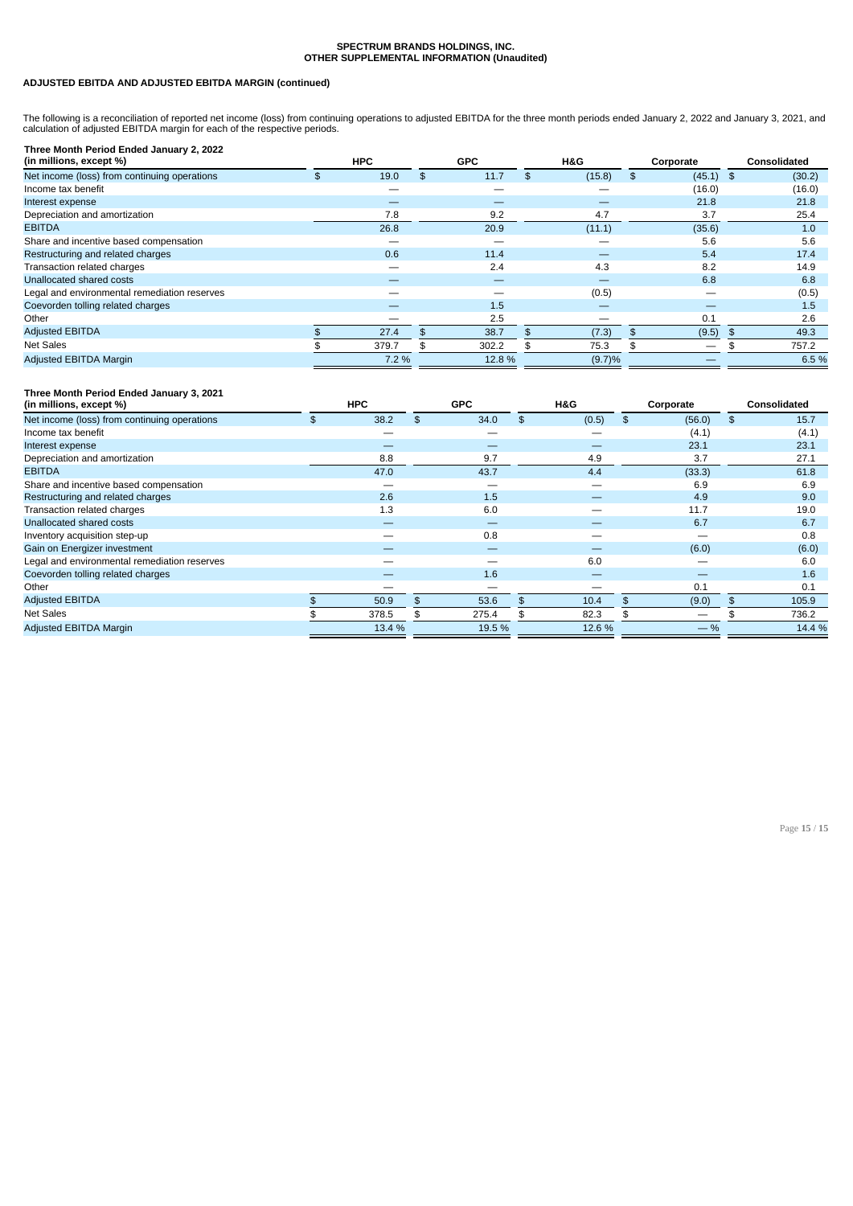**SPECTRUM BRANDS HOLDINGS, INC.**
**OTHER SUPPLEMENTAL INFORMATION (Unaudited)**

**ADJUSTED EBITDA AND ADJUSTED EBITDA MARGIN (continued)**

The following is a reconciliation of reported net income (loss) from continuing operations to adjusted EBITDA for the three month periods ended January 2, 2022 and January 3, 2021, and calculation of adjusted EBITDA margin for each of the respective periods.

| Three Month Period Ended January 2, 2022 (in millions, except %) | HPC | GPC | H&G | Corporate | Consolidated |
|---|---|---|---|---|---|
| Net income (loss) from continuing operations | $ 19.0 | $ 11.7 | $ (15.8) | $ (45.1) | $ (30.2) |
| Income tax benefit | — | — | — | (16.0) | (16.0) |
| Interest expense | — | — | — | 21.8 | 21.8 |
| Depreciation and amortization | 7.8 | 9.2 | 4.7 | 3.7 | 25.4 |
| EBITDA | 26.8 | 20.9 | (11.1) | (35.6) | 1.0 |
| Share and incentive based compensation | — | — | — | 5.6 | 5.6 |
| Restructuring and related charges | 0.6 | 11.4 | — | 5.4 | 17.4 |
| Transaction related charges | — | 2.4 | 4.3 | 8.2 | 14.9 |
| Unallocated shared costs | — | — | — | 6.8 | 6.8 |
| Legal and environmental remediation reserves | — | — | (0.5) | — | (0.5) |
| Coevorden tolling related charges | — | 1.5 | — | — | 1.5 |
| Other | — | 2.5 | — | 0.1 | 2.6 |
| Adjusted EBITDA | $ 27.4 | $ 38.7 | $ (7.3) | $ (9.5) | $ 49.3 |
| Net Sales | $ 379.7 | $ 302.2 | $ 75.3 | $ — | $ 757.2 |
| Adjusted EBITDA Margin | 7.2 % | 12.8 % | (9.7)% | — | 6.5 % |

| Three Month Period Ended January 3, 2021 (in millions, except %) | HPC | GPC | H&G | Corporate | Consolidated |
|---|---|---|---|---|---|
| Net income (loss) from continuing operations | $ 38.2 | $ 34.0 | $ (0.5) | $ (56.0) | $ 15.7 |
| Income tax benefit | — | — | — | (4.1) | (4.1) |
| Interest expense | — | — | — | 23.1 | 23.1 |
| Depreciation and amortization | 8.8 | 9.7 | 4.9 | 3.7 | 27.1 |
| EBITDA | 47.0 | 43.7 | 4.4 | (33.3) | 61.8 |
| Share and incentive based compensation | — | — | — | 6.9 | 6.9 |
| Restructuring and related charges | 2.6 | 1.5 | — | 4.9 | 9.0 |
| Transaction related charges | 1.3 | 6.0 | — | 11.7 | 19.0 |
| Unallocated shared costs | — | — | — | 6.7 | 6.7 |
| Inventory acquisition step-up | — | 0.8 | — | — | 0.8 |
| Gain on Energizer investment | — | — | — | (6.0) | (6.0) |
| Legal and environmental remediation reserves | — | — | 6.0 | — | 6.0 |
| Coevorden tolling related charges | — | 1.6 | — | — | 1.6 |
| Other | — | — | — | 0.1 | 0.1 |
| Adjusted EBITDA | $ 50.9 | $ 53.6 | $ 10.4 | $ (9.0) | $ 105.9 |
| Net Sales | $ 378.5 | $ 275.4 | $ 82.3 | $ — | $ 736.2 |
| Adjusted EBITDA Margin | 13.4 % | 19.5 % | 12.6 % | — % | 14.4 % |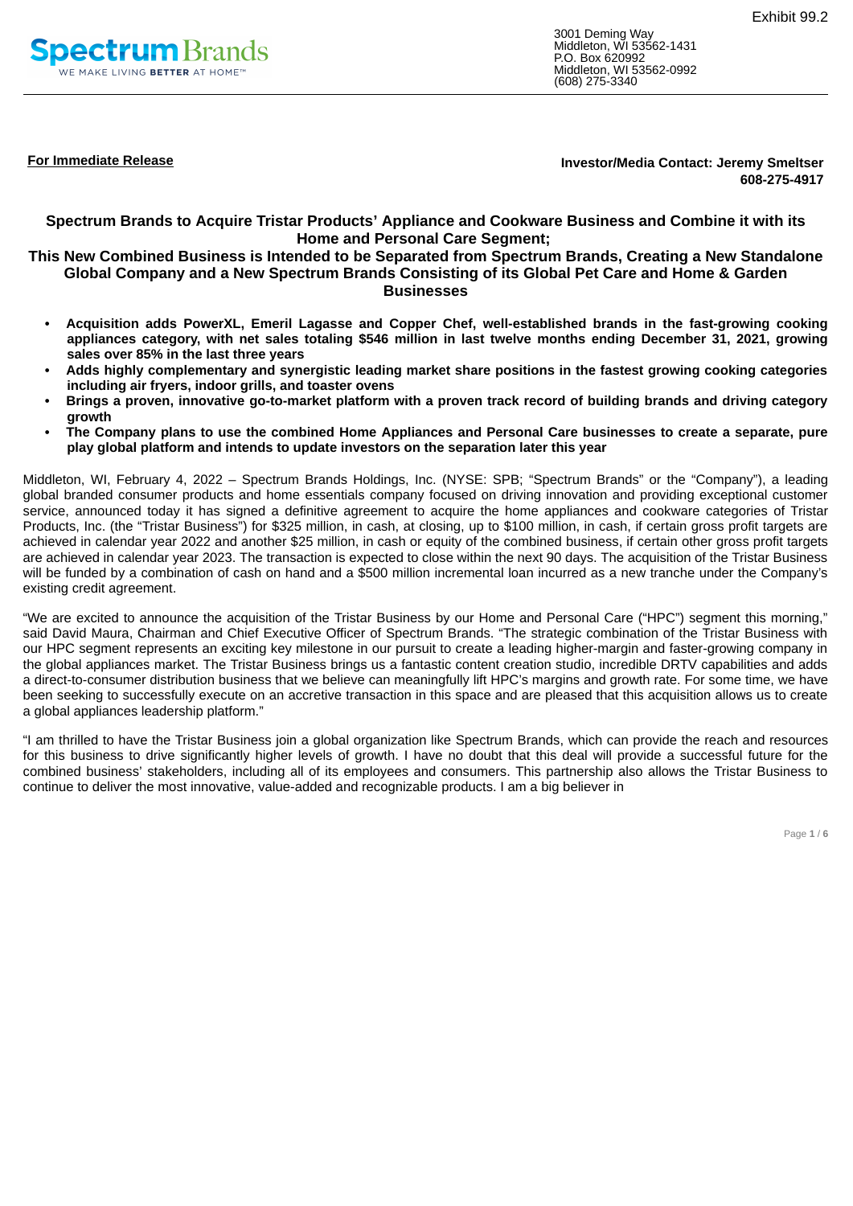Exhibit 99.2

**Spectrum Brands**
WE MAKE LIVING BETTER AT HOME™

3001 Deming Way
Middleton, WI 53562-1431
P.O. Box 620992
Middleton, WI 53562-0992
(608) 275-3340

**For Immediate Release**

**Investor/Media Contact: Jeremy Smeltser**
**608-275-4917**

## Spectrum Brands to Acquire Tristar Products' Appliance and Cookware Business and Combine it with its Home and Personal Care Segment;
## This New Combined Business is Intended to be Separated from Spectrum Brands, Creating a New Standalone Global Company and a New Spectrum Brands Consisting of its Global Pet Care and Home & Garden Businesses

- **Acquisition adds PowerXL, Emeril Lagasse and Copper Chef, well-established brands in the fast-growing cooking appliances category, with net sales totaling $546 million in last twelve months ending December 31, 2021, growing sales over 85% in the last three years**
- **Adds highly complementary and synergistic leading market share positions in the fastest growing cooking categories including air fryers, indoor grills, and toaster ovens**
- **Brings a proven, innovative go-to-market platform with a proven track record of building brands and driving category growth**
- **The Company plans to use the combined Home Appliances and Personal Care businesses to create a separate, pure play global platform and intends to update investors on the separation later this year**

Middleton, WI, February 4, 2022 – Spectrum Brands Holdings, Inc. (NYSE: SPB; "Spectrum Brands" or the "Company"), a leading global branded consumer products and home essentials company focused on driving innovation and providing exceptional customer service, announced today it has signed a definitive agreement to acquire the home appliances and cookware categories of Tristar Products, Inc. (the "Tristar Business") for $325 million, in cash, at closing, up to $100 million, in cash, if certain gross profit targets are achieved in calendar year 2022 and another $25 million, in cash or equity of the combined business, if certain other gross profit targets are achieved in calendar year 2023. The transaction is expected to close within the next 90 days. The acquisition of the Tristar Business will be funded by a combination of cash on hand and a $500 million incremental loan incurred as a new tranche under the Company's existing credit agreement.

"We are excited to announce the acquisition of the Tristar Business by our Home and Personal Care ("HPC") segment this morning," said David Maura, Chairman and Chief Executive Officer of Spectrum Brands. "The strategic combination of the Tristar Business with our HPC segment represents an exciting key milestone in our pursuit to create a leading higher-margin and faster-growing company in the global appliances market. The Tristar Business brings us a fantastic content creation studio, incredible DRTV capabilities and adds a direct-to-consumer distribution business that we believe can meaningfully lift HPC's margins and growth rate. For some time, we have been seeking to successfully execute on an accretive transaction in this space and are pleased that this acquisition allows us to create a global appliances leadership platform."

"I am thrilled to have the Tristar Business join a global organization like Spectrum Brands, which can provide the reach and resources for this business to drive significantly higher levels of growth. I have no doubt that this deal will provide a successful future for the combined business' stakeholders, including all of its employees and consumers. This partnership also allows the Tristar Business to continue to deliver the most innovative, value-added and recognizable products. I am a big believer in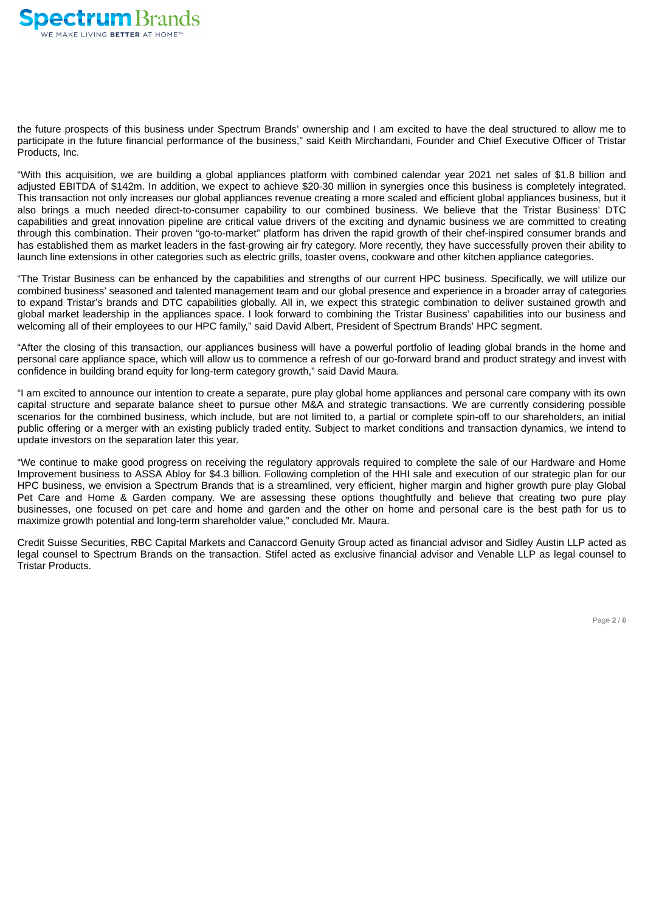the future prospects of this business under Spectrum Brands' ownership and I am excited to have the deal structured to allow me to participate in the future financial performance of the business," said Keith Mirchandani, Founder and Chief Executive Officer of Tristar Products, Inc.

"With this acquisition, we are building a global appliances platform with combined calendar year 2021 net sales of $1.8 billion and adjusted EBITDA of $142m. In addition, we expect to achieve $20-30 million in synergies once this business is completely integrated. This transaction not only increases our global appliances revenue creating a more scaled and efficient global appliances business, but it also brings a much needed direct-to-consumer capability to our combined business. We believe that the Tristar Business' DTC capabilities and great innovation pipeline are critical value drivers of the exciting and dynamic business we are committed to creating through this combination. Their proven "go-to-market" platform has driven the rapid growth of their chef-inspired consumer brands and has established them as market leaders in the fast-growing air fry category. More recently, they have successfully proven their ability to launch line extensions in other categories such as electric grills, toaster ovens, cookware and other kitchen appliance categories.

"The Tristar Business can be enhanced by the capabilities and strengths of our current HPC business. Specifically, we will utilize our combined business' seasoned and talented management team and our global presence and experience in a broader array of categories to expand Tristar's brands and DTC capabilities globally. All in, we expect this strategic combination to deliver sustained growth and global market leadership in the appliances space. I look forward to combining the Tristar Business' capabilities into our business and welcoming all of their employees to our HPC family," said David Albert, President of Spectrum Brands' HPC segment.

"After the closing of this transaction, our appliances business will have a powerful portfolio of leading global brands in the home and personal care appliance space, which will allow us to commence a refresh of our go-forward brand and product strategy and invest with confidence in building brand equity for long-term category growth," said David Maura.

"I am excited to announce our intention to create a separate, pure play global home appliances and personal care company with its own capital structure and separate balance sheet to pursue other M&A and strategic transactions. We are currently considering possible scenarios for the combined business, which include, but are not limited to, a partial or complete spin-off to our shareholders, an initial public offering or a merger with an existing publicly traded entity. Subject to market conditions and transaction dynamics, we intend to update investors on the separation later this year.

"We continue to make good progress on receiving the regulatory approvals required to complete the sale of our Hardware and Home Improvement business to ASSA Abloy for $4.3 billion. Following completion of the HHI sale and execution of our strategic plan for our HPC business, we envision a Spectrum Brands that is a streamlined, very efficient, higher margin and higher growth pure play Global Pet Care and Home & Garden company. We are assessing these options thoughtfully and believe that creating two pure play businesses, one focused on pet care and home and garden and the other on home and personal care is the best path for us to maximize growth potential and long-term shareholder value," concluded Mr. Maura.

Credit Suisse Securities, RBC Capital Markets and Canaccord Genuity Group acted as financial advisor and Sidley Austin LLP acted as legal counsel to Spectrum Brands on the transaction. Stifel acted as exclusive financial advisor and Venable LLP as legal counsel to Tristar Products.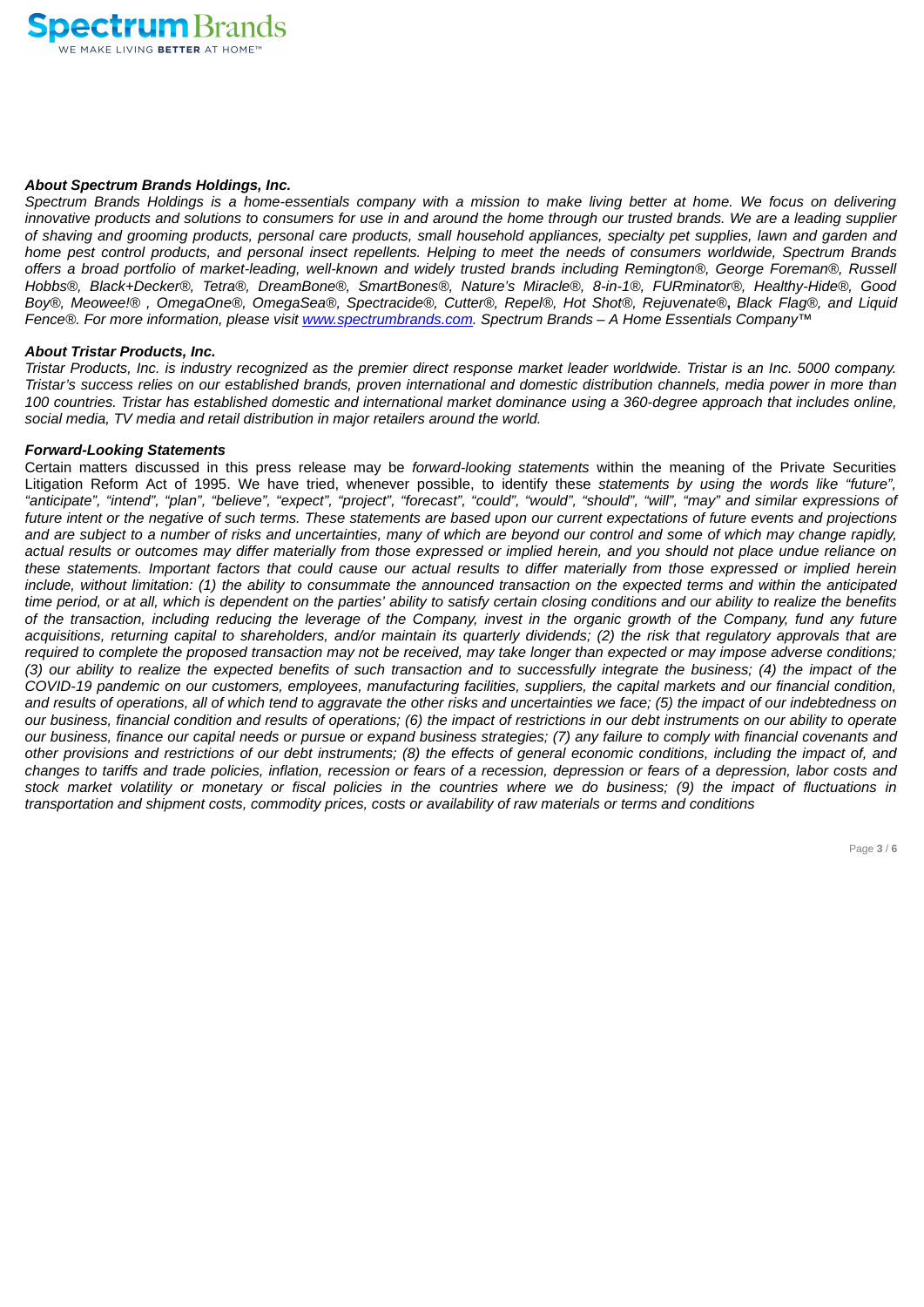***About Spectrum Brands Holdings, Inc.***
*Spectrum Brands Holdings is a home-essentials company with a mission to make living better at home. We focus on delivering innovative products and solutions to consumers for use in and around the home through our trusted brands. We are a leading supplier of shaving and grooming products, personal care products, small household appliances, specialty pet supplies, lawn and garden and home pest control products, and personal insect repellents. Helping to meet the needs of consumers worldwide, Spectrum Brands offers a broad portfolio of market-leading, well-known and widely trusted brands including Remington®, George Foreman®, Russell Hobbs®, Black+Decker®, Tetra®, DreamBone®, SmartBones®, Nature's Miracle®, 8-in-1®, FURminator®, Healthy-Hide®, Good Boy®, Meowee!® , OmegaOne®, OmegaSea®, Spectracide®, Cutter®, Repel®, Hot Shot®, Rejuvenate®, Black Flag®, and Liquid Fence®. For more information, please visit [www.spectrumbrands.com](www.spectrumbrands.com). Spectrum Brands – A Home Essentials Company™*

***About Tristar Products, Inc.***
*Tristar Products, Inc. is industry recognized as the premier direct response market leader worldwide. Tristar is an Inc. 5000 company. Tristar's success relies on our established brands, proven international and domestic distribution channels, media power in more than 100 countries. Tristar has established domestic and international market dominance using a 360-degree approach that includes online, social media, TV media and retail distribution in major retailers around the world.*

***Forward-Looking Statements***
Certain matters discussed in this press release may be *forward-looking statements* within the meaning of the Private Securities Litigation Reform Act of 1995. We have tried, whenever possible, to identify these *statements by using the words like "future", "anticipate", "intend", "plan", "believe", "expect", "project", "forecast", "could", "would", "should", "will", "may" and similar expressions of future intent or the negative of such terms. These statements are based upon our current expectations of future events and projections and are subject to a number of risks and uncertainties, many of which are beyond our control and some of which may change rapidly, actual results or outcomes may differ materially from those expressed or implied herein, and you should not place undue reliance on these statements. Important factors that could cause our actual results to differ materially from those expressed or implied herein include, without limitation: (1) the ability to consummate the announced transaction on the expected terms and within the anticipated time period, or at all, which is dependent on the parties' ability to satisfy certain closing conditions and our ability to realize the benefits of the transaction, including reducing the leverage of the Company, invest in the organic growth of the Company, fund any future acquisitions, returning capital to shareholders, and/or maintain its quarterly dividends; (2) the risk that regulatory approvals that are required to complete the proposed transaction may not be received, may take longer than expected or may impose adverse conditions; (3) our ability to realize the expected benefits of such transaction and to successfully integrate the business; (4) the impact of the COVID-19 pandemic on our customers, employees, manufacturing facilities, suppliers, the capital markets and our financial condition, and results of operations, all of which tend to aggravate the other risks and uncertainties we face; (5) the impact of our indebtedness on our business, financial condition and results of operations; (6) the impact of restrictions in our debt instruments on our ability to operate our business, finance our capital needs or pursue or expand business strategies; (7) any failure to comply with financial covenants and other provisions and restrictions of our debt instruments; (8) the effects of general economic conditions, including the impact of, and changes to tariffs and trade policies, inflation, recession or fears of a recession, depression or fears of a depression, labor costs and stock market volatility or monetary or fiscal policies in the countries where we do business; (9) the impact of fluctuations in transportation and shipment costs, commodity prices, costs or availability of raw materials or terms and conditions*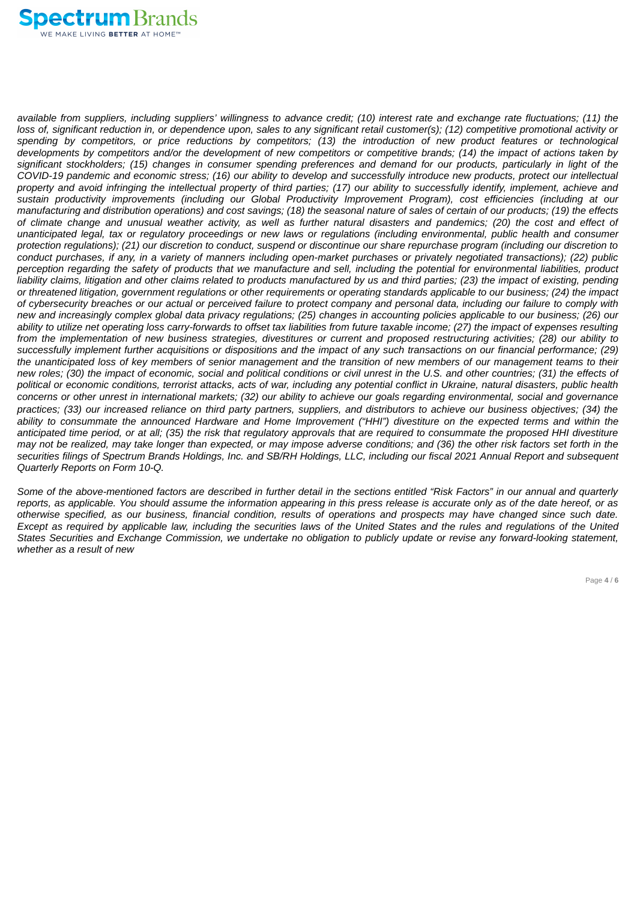*available from suppliers, including suppliers' willingness to advance credit; (10) interest rate and exchange rate fluctuations; (11) the loss of, significant reduction in, or dependence upon, sales to any significant retail customer(s); (12) competitive promotional activity or spending by competitors, or price reductions by competitors; (13) the introduction of new product features or technological developments by competitors and/or the development of new competitors or competitive brands; (14) the impact of actions taken by significant stockholders; (15) changes in consumer spending preferences and demand for our products, particularly in light of the COVID-19 pandemic and economic stress; (16) our ability to develop and successfully introduce new products, protect our intellectual property and avoid infringing the intellectual property of third parties; (17) our ability to successfully identify, implement, achieve and sustain productivity improvements (including our Global Productivity Improvement Program), cost efficiencies (including at our manufacturing and distribution operations) and cost savings; (18) the seasonal nature of sales of certain of our products; (19) the effects of climate change and unusual weather activity, as well as further natural disasters and pandemics; (20) the cost and effect of unanticipated legal, tax or regulatory proceedings or new laws or regulations (including environmental, public health and consumer protection regulations); (21) our discretion to conduct, suspend or discontinue our share repurchase program (including our discretion to conduct purchases, if any, in a variety of manners including open-market purchases or privately negotiated transactions); (22) public perception regarding the safety of products that we manufacture and sell, including the potential for environmental liabilities, product liability claims, litigation and other claims related to products manufactured by us and third parties; (23) the impact of existing, pending or threatened litigation, government regulations or other requirements or operating standards applicable to our business; (24) the impact of cybersecurity breaches or our actual or perceived failure to protect company and personal data, including our failure to comply with new and increasingly complex global data privacy regulations; (25) changes in accounting policies applicable to our business; (26) our ability to utilize net operating loss carry-forwards to offset tax liabilities from future taxable income; (27) the impact of expenses resulting from the implementation of new business strategies, divestitures or current and proposed restructuring activities; (28) our ability to successfully implement further acquisitions or dispositions and the impact of any such transactions on our financial performance; (29) the unanticipated loss of key members of senior management and the transition of new members of our management teams to their new roles; (30) the impact of economic, social and political conditions or civil unrest in the U.S. and other countries; (31) the effects of political or economic conditions, terrorist attacks, acts of war, including any potential conflict in Ukraine, natural disasters, public health concerns or other unrest in international markets; (32) our ability to achieve our goals regarding environmental, social and governance practices; (33) our increased reliance on third party partners, suppliers, and distributors to achieve our business objectives; (34) the ability to consummate the announced Hardware and Home Improvement ("HHI") divestiture on the expected terms and within the anticipated time period, or at all; (35) the risk that regulatory approvals that are required to consummate the proposed HHI divestiture may not be realized, may take longer than expected, or may impose adverse conditions; and (36) the other risk factors set forth in the securities filings of Spectrum Brands Holdings, Inc. and SB/RH Holdings, LLC, including our fiscal 2021 Annual Report and subsequent Quarterly Reports on Form 10-Q.*

*Some of the above-mentioned factors are described in further detail in the sections entitled "Risk Factors" in our annual and quarterly reports, as applicable. You should assume the information appearing in this press release is accurate only as of the date hereof, or as otherwise specified, as our business, financial condition, results of operations and prospects may have changed since such date. Except as required by applicable law, including the securities laws of the United States and the rules and regulations of the United States Securities and Exchange Commission, we undertake no obligation to publicly update or revise any forward-looking statement, whether as a result of new*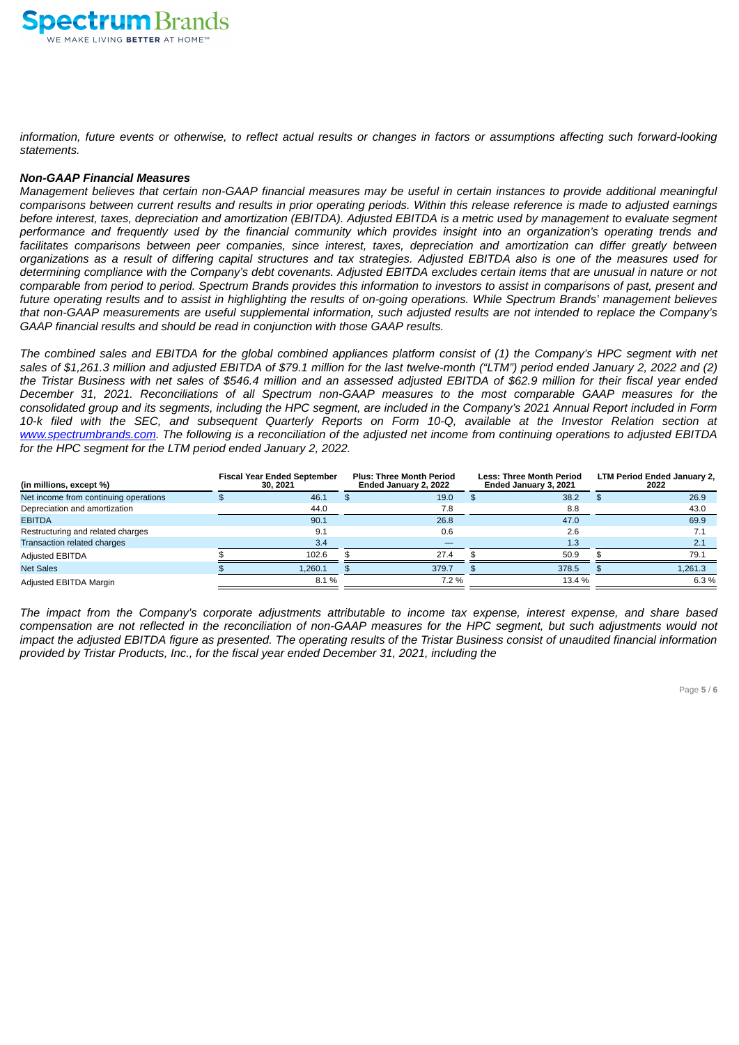*information, future events or otherwise, to reflect actual results or changes in factors or assumptions affecting such forward-looking statements.*

***Non-GAAP Financial Measures***

*Management believes that certain non-GAAP financial measures may be useful in certain instances to provide additional meaningful comparisons between current results and results in prior operating periods. Within this release reference is made to adjusted earnings before interest, taxes, depreciation and amortization (EBITDA). Adjusted EBITDA is a metric used by management to evaluate segment performance and frequently used by the financial community which provides insight into an organization's operating trends and facilitates comparisons between peer companies, since interest, taxes, depreciation and amortization can differ greatly between organizations as a result of differing capital structures and tax strategies. Adjusted EBITDA also is one of the measures used for determining compliance with the Company's debt covenants. Adjusted EBITDA excludes certain items that are unusual in nature or not comparable from period to period. Spectrum Brands provides this information to investors to assist in comparisons of past, present and future operating results and to assist in highlighting the results of on-going operations. While Spectrum Brands' management believes that non-GAAP measurements are useful supplemental information, such adjusted results are not intended to replace the Company's GAAP financial results and should be read in conjunction with those GAAP results.*

*The combined sales and EBITDA for the global combined appliances platform consist of (1) the Company's HPC segment with net sales of $1,261.3 million and adjusted EBITDA of $79.1 million for the last twelve-month ("LTM") period ended January 2, 2022 and (2) the Tristar Business with net sales of $546.4 million and an assessed adjusted EBITDA of $62.9 million for their fiscal year ended December 31, 2021. Reconciliations of all Spectrum non-GAAP measures to the most comparable GAAP measures for the consolidated group and its segments, including the HPC segment, are included in the Company's 2021 Annual Report included in Form 10-k filed with the SEC, and subsequent Quarterly Reports on Form 10-Q, available at the Investor Relation section at www.spectrumbrands.com. The following is a reconciliation of the adjusted net income from continuing operations to adjusted EBITDA for the HPC segment for the LTM period ended January 2, 2022.*

| (in millions, except %) | Fiscal Year Ended September 30, 2021 | Plus: Three Month Period Ended January 2, 2022 | Less: Three Month Period Ended January 3, 2021 | LTM Period Ended January 2, 2022 |
|---|---|---|---|---|
| Net income from continuing operations | $ 46.1 | $ 19.0 | $ 38.2 | $ 26.9 |
| Depreciation and amortization | 44.0 | 7.8 | 8.8 | 43.0 |
| EBITDA | 90.1 | 26.8 | 47.0 | 69.9 |
| Restructuring and related charges | 9.1 | 0.6 | 2.6 | 7.1 |
| Transaction related charges | 3.4 | — | 1.3 | 2.1 |
| Adjusted EBITDA | $ 102.6 | $ 27.4 | $ 50.9 | $ 79.1 |
| Net Sales | $ 1,260.1 | $ 379.7 | $ 378.5 | $ 1,261.3 |
| Adjusted EBITDA Margin | 8.1 % | 7.2 % | 13.4 % | 6.3 % |

*The impact from the Company's corporate adjustments attributable to income tax expense, interest expense, and share based compensation are not reflected in the reconciliation of non-GAAP measures for the HPC segment, but such adjustments would not impact the adjusted EBITDA figure as presented. The operating results of the Tristar Business consist of unaudited financial information provided by Tristar Products, Inc., for the fiscal year ended December 31, 2021, including the*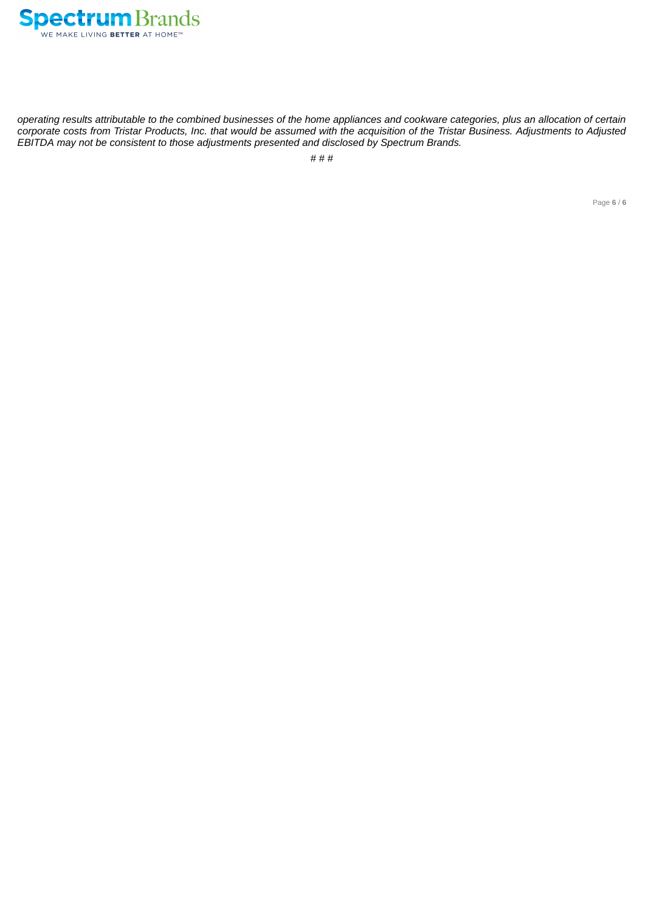*operating results attributable to the combined businesses of the home appliances and cookware categories, plus an allocation of certain corporate costs from Tristar Products, Inc. that would be assumed with the acquisition of the Tristar Business. Adjustments to Adjusted EBITDA may not be consistent to those adjustments presented and disclosed by Spectrum Brands.*

# # #